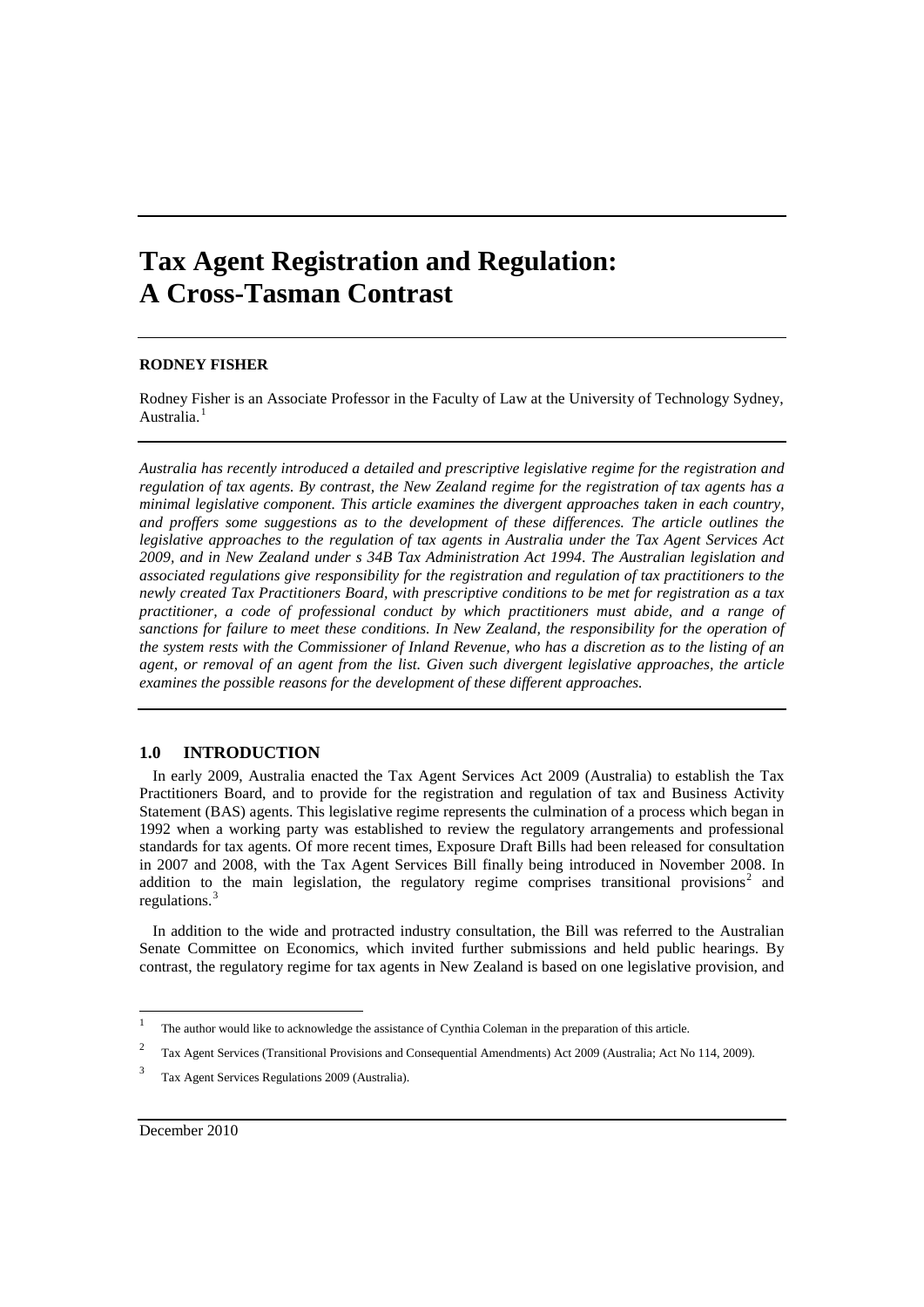# Tax Agent Registration and Regulation: A Cross-Tasman Contrast

**RODNEY FISHER**

Rodney Fisher is an Associate Professor in the Faculty of Law at the University of Technology Sydney, Australia.[1]

*Australia has recently introduced a detailed and prescriptive legislative regime for the registration and regulation of tax agents. By contrast, the New Zealand regime for the registration of tax agents has a minimal legislative component. This article examines the divergent approaches taken in each country, and proffers some suggestions as to the development of these differences. The article outlines the legislative approaches to the regulation of tax agents in Australia under the Tax Agent Services Act 2009, and in New Zealand under s 34B Tax Administration Act 1994. The Australian legislation and associated regulations give responsibility for the registration and regulation of tax practitioners to the newly created Tax Practitioners Board, with prescriptive conditions to be met for registration as a tax practitioner, a code of professional conduct by which practitioners must abide, and a range of sanctions for failure to meet these conditions. In New Zealand, the responsibility for the operation of the system rests with the Commissioner of Inland Revenue, who has a discretion as to the listing of an agent, or removal of an agent from the list. Given such divergent legislative approaches, the article examines the possible reasons for the development of these different approaches.*

## 1.0 INTRODUCTION

In early 2009, Australia enacted the Tax Agent Services Act 2009 (Australia) to establish the Tax Practitioners Board, and to provide for the registration and regulation of tax and Business Activity Statement (BAS) agents. This legislative regime represents the culmination of a process which began in 1992 when a working party was established to review the regulatory arrangements and professional standards for tax agents. Of more recent times, Exposure Draft Bills had been released for consultation in 2007 and 2008, with the Tax Agent Services Bill finally being introduced in November 2008. In addition to the main legislation, the regulatory regime comprises transitional provisions[2] and regulations.[3]

In addition to the wide and protracted industry consultation, the Bill was referred to the Australian Senate Committee on Economics, which invited further submissions and held public hearings. By contrast, the regulatory regime for tax agents in New Zealand is based on one legislative provision, and

---

[1] The author would like to acknowledge the assistance of Cynthia Coleman in the preparation of this article.

[2] Tax Agent Services (Transitional Provisions and Consequential Amendments) Act 2009 (Australia; Act No 114, 2009).

[3] Tax Agent Services Regulations 2009 (Australia).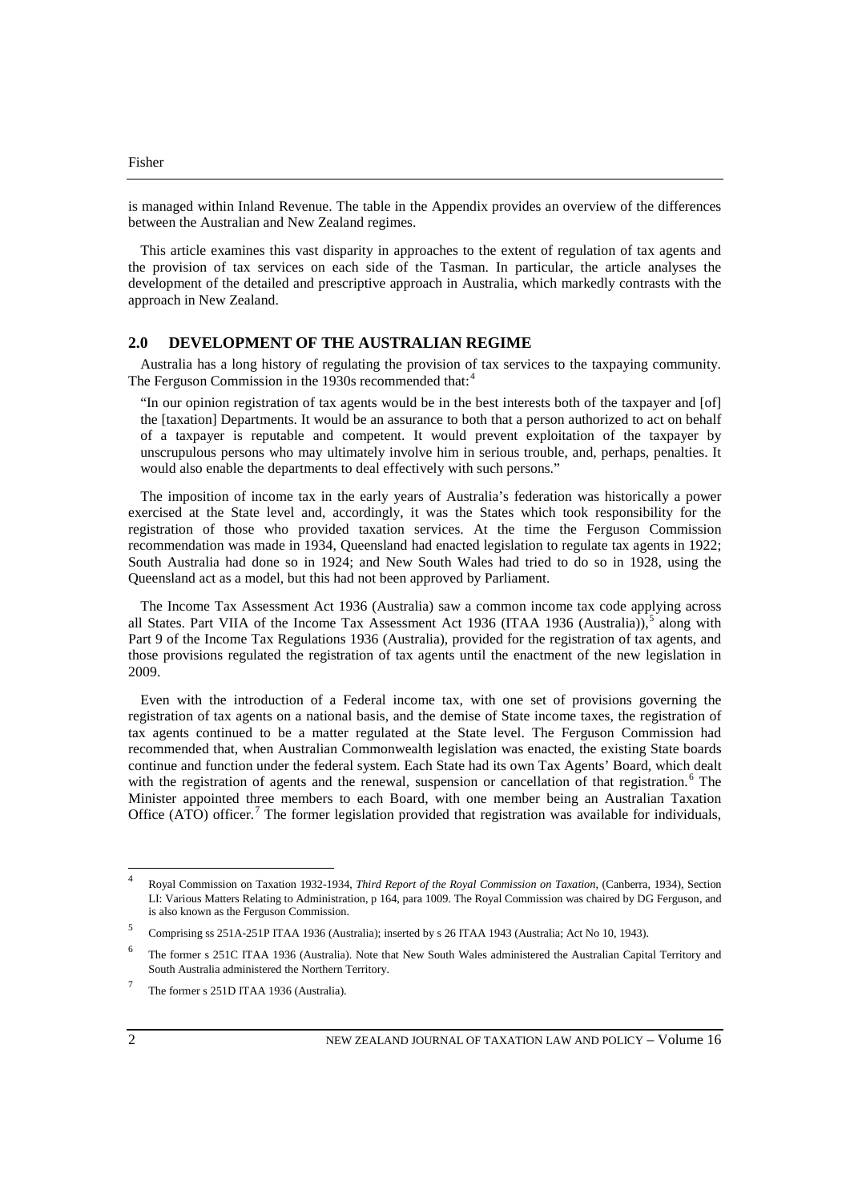is managed within Inland Revenue. The table in the Appendix provides an overview of the differences between the Australian and New Zealand regimes.

This article examines this vast disparity in approaches to the extent of regulation of tax agents and the provision of tax services on each side of the Tasman. In particular, the article analyses the development of the detailed and prescriptive approach in Australia, which markedly contrasts with the approach in New Zealand.

## 2.0 DEVELOPMENT OF THE AUSTRALIAN REGIME

Australia has a long history of regulating the provision of tax services to the taxpaying community. The Ferguson Commission in the 1930s recommended that:[4]

> "In our opinion registration of tax agents would be in the best interests both of the taxpayer and [of] the [taxation] Departments. It would be an assurance to both that a person authorized to act on behalf of a taxpayer is reputable and competent. It would prevent exploitation of the taxpayer by unscrupulous persons who may ultimately involve him in serious trouble, and, perhaps, penalties. It would also enable the departments to deal effectively with such persons."

The imposition of income tax in the early years of Australia's federation was historically a power exercised at the State level and, accordingly, it was the States which took responsibility for the registration of those who provided taxation services. At the time the Ferguson Commission recommendation was made in 1934, Queensland had enacted legislation to regulate tax agents in 1922; South Australia had done so in 1924; and New South Wales had tried to do so in 1928, using the Queensland act as a model, but this had not been approved by Parliament.

The Income Tax Assessment Act 1936 (Australia) saw a common income tax code applying across all States. Part VIIA of the Income Tax Assessment Act 1936 (ITAA 1936 (Australia)),[5] along with Part 9 of the Income Tax Regulations 1936 (Australia), provided for the registration of tax agents, and those provisions regulated the registration of tax agents until the enactment of the new legislation in 2009.

Even with the introduction of a Federal income tax, with one set of provisions governing the registration of tax agents on a national basis, and the demise of State income taxes, the registration of tax agents continued to be a matter regulated at the State level. The Ferguson Commission had recommended that, when Australian Commonwealth legislation was enacted, the existing State boards continue and function under the federal system. Each State had its own Tax Agents' Board, which dealt with the registration of agents and the renewal, suspension or cancellation of that registration.[6] The Minister appointed three members to each Board, with one member being an Australian Taxation Office (ATO) officer.[7] The former legislation provided that registration was available for individuals,

---

[4] Royal Commission on Taxation 1932-1934, *Third Report of the Royal Commission on Taxation*, (Canberra, 1934), Section LI: Various Matters Relating to Administration, p 164, para 1009. The Royal Commission was chaired by DG Ferguson, and is also known as the Ferguson Commission.

[5] Comprising ss 251A-251P ITAA 1936 (Australia); inserted by s 26 ITAA 1943 (Australia; Act No 10, 1943).

[6] The former s 251C ITAA 1936 (Australia). Note that New South Wales administered the Australian Capital Territory and South Australia administered the Northern Territory.

[7] The former s 251D ITAA 1936 (Australia).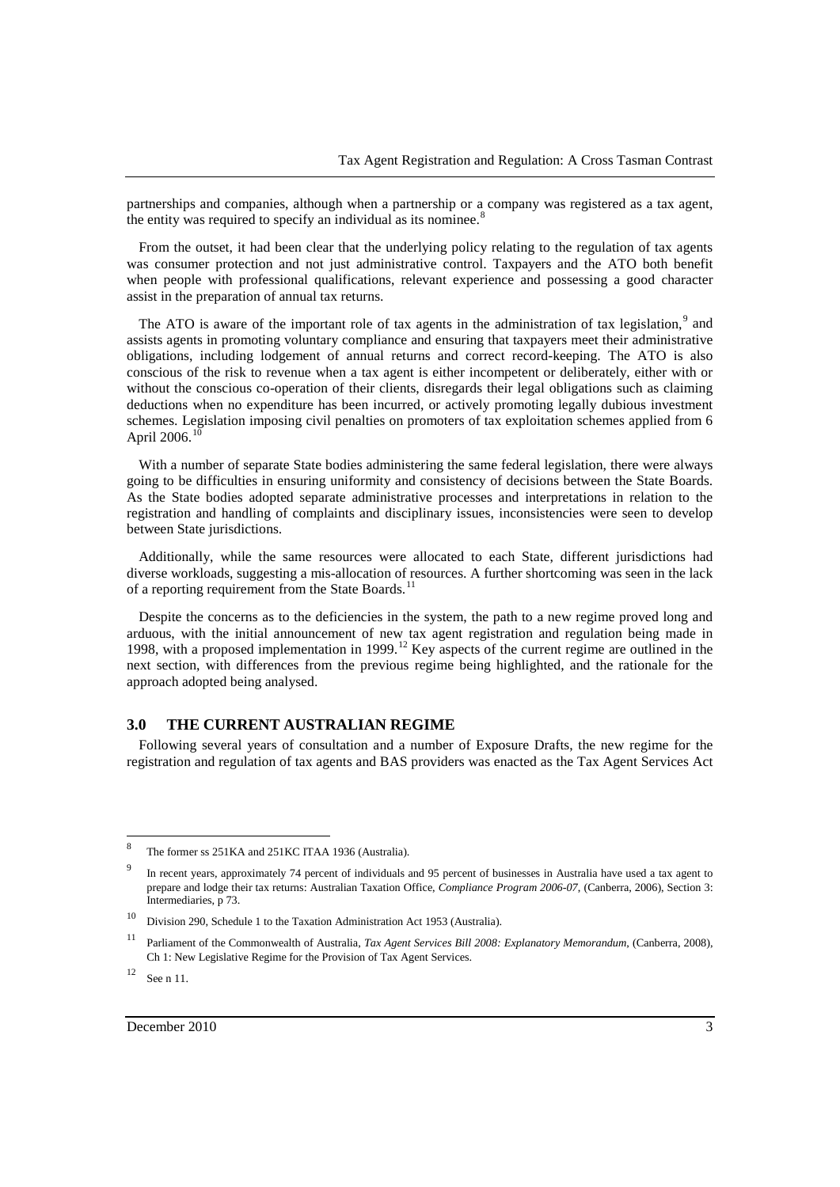partnerships and companies, although when a partnership or a company was registered as a tax agent, the entity was required to specify an individual as its nominee.[8]

From the outset, it had been clear that the underlying policy relating to the regulation of tax agents was consumer protection and not just administrative control. Taxpayers and the ATO both benefit when people with professional qualifications, relevant experience and possessing a good character assist in the preparation of annual tax returns.

The ATO is aware of the important role of tax agents in the administration of tax legislation,[9] and assists agents in promoting voluntary compliance and ensuring that taxpayers meet their administrative obligations, including lodgement of annual returns and correct record-keeping. The ATO is also conscious of the risk to revenue when a tax agent is either incompetent or deliberately, either with or without the conscious co-operation of their clients, disregards their legal obligations such as claiming deductions when no expenditure has been incurred, or actively promoting legally dubious investment schemes. Legislation imposing civil penalties on promoters of tax exploitation schemes applied from 6 April 2006.[10]

With a number of separate State bodies administering the same federal legislation, there were always going to be difficulties in ensuring uniformity and consistency of decisions between the State Boards. As the State bodies adopted separate administrative processes and interpretations in relation to the registration and handling of complaints and disciplinary issues, inconsistencies were seen to develop between State jurisdictions.

Additionally, while the same resources were allocated to each State, different jurisdictions had diverse workloads, suggesting a mis-allocation of resources. A further shortcoming was seen in the lack of a reporting requirement from the State Boards.[11]

Despite the concerns as to the deficiencies in the system, the path to a new regime proved long and arduous, with the initial announcement of new tax agent registration and regulation being made in 1998, with a proposed implementation in 1999.[12] Key aspects of the current regime are outlined in the next section, with differences from the previous regime being highlighted, and the rationale for the approach adopted being analysed.

## 3.0 THE CURRENT AUSTRALIAN REGIME

Following several years of consultation and a number of Exposure Drafts, the new regime for the registration and regulation of tax agents and BAS providers was enacted as the Tax Agent Services Act

---

[8] The former ss 251KA and 251KC ITAA 1936 (Australia).

[9] In recent years, approximately 74 percent of individuals and 95 percent of businesses in Australia have used a tax agent to prepare and lodge their tax returns: Australian Taxation Office, *Compliance Program 2006-07*, (Canberra, 2006), Section 3: Intermediaries, p 73.

[10] Division 290, Schedule 1 to the Taxation Administration Act 1953 (Australia).

[11] Parliament of the Commonwealth of Australia, *Tax Agent Services Bill 2008: Explanatory Memorandum*, (Canberra, 2008), Ch 1: New Legislative Regime for the Provision of Tax Agent Services.

[12] See n 11.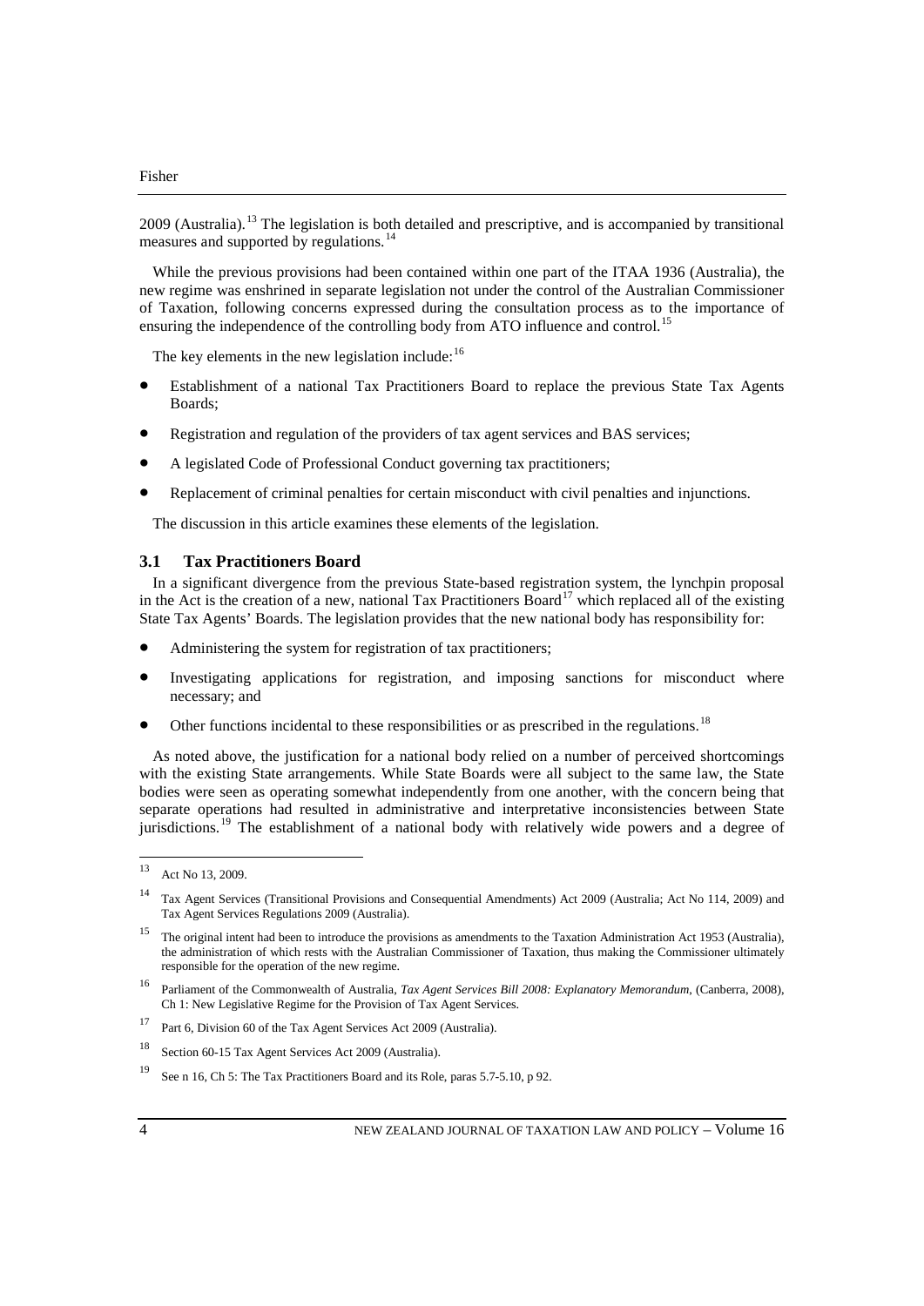2009 (Australia).[13] The legislation is both detailed and prescriptive, and is accompanied by transitional measures and supported by regulations.[14]

While the previous provisions had been contained within one part of the ITAA 1936 (Australia), the new regime was enshrined in separate legislation not under the control of the Australian Commissioner of Taxation, following concerns expressed during the consultation process as to the importance of ensuring the independence of the controlling body from ATO influence and control.[15]

The key elements in the new legislation include:[16]

- Establishment of a national Tax Practitioners Board to replace the previous State Tax Agents Boards;
- Registration and regulation of the providers of tax agent services and BAS services;
- A legislated Code of Professional Conduct governing tax practitioners;
- Replacement of criminal penalties for certain misconduct with civil penalties and injunctions.

The discussion in this article examines these elements of the legislation.

### 3.1 Tax Practitioners Board

In a significant divergence from the previous State-based registration system, the lynchpin proposal in the Act is the creation of a new, national Tax Practitioners Board[17] which replaced all of the existing State Tax Agents' Boards. The legislation provides that the new national body has responsibility for:

- Administering the system for registration of tax practitioners;
- Investigating applications for registration, and imposing sanctions for misconduct where necessary; and
- Other functions incidental to these responsibilities or as prescribed in the regulations.[18]

As noted above, the justification for a national body relied on a number of perceived shortcomings with the existing State arrangements. While State Boards were all subject to the same law, the State bodies were seen as operating somewhat independently from one another, with the concern being that separate operations had resulted in administrative and interpretative inconsistencies between State jurisdictions.[19] The establishment of a national body with relatively wide powers and a degree of

---

[13] Act No 13, 2009.

[14] Tax Agent Services (Transitional Provisions and Consequential Amendments) Act 2009 (Australia; Act No 114, 2009) and Tax Agent Services Regulations 2009 (Australia).

[15] The original intent had been to introduce the provisions as amendments to the Taxation Administration Act 1953 (Australia), the administration of which rests with the Australian Commissioner of Taxation, thus making the Commissioner ultimately responsible for the operation of the new regime.

[16] Parliament of the Commonwealth of Australia, *Tax Agent Services Bill 2008: Explanatory Memorandum*, (Canberra, 2008), Ch 1: New Legislative Regime for the Provision of Tax Agent Services.

[17] Part 6, Division 60 of the Tax Agent Services Act 2009 (Australia).

[18] Section 60-15 Tax Agent Services Act 2009 (Australia).

[19] See n 16, Ch 5: The Tax Practitioners Board and its Role, paras 5.7-5.10, p 92.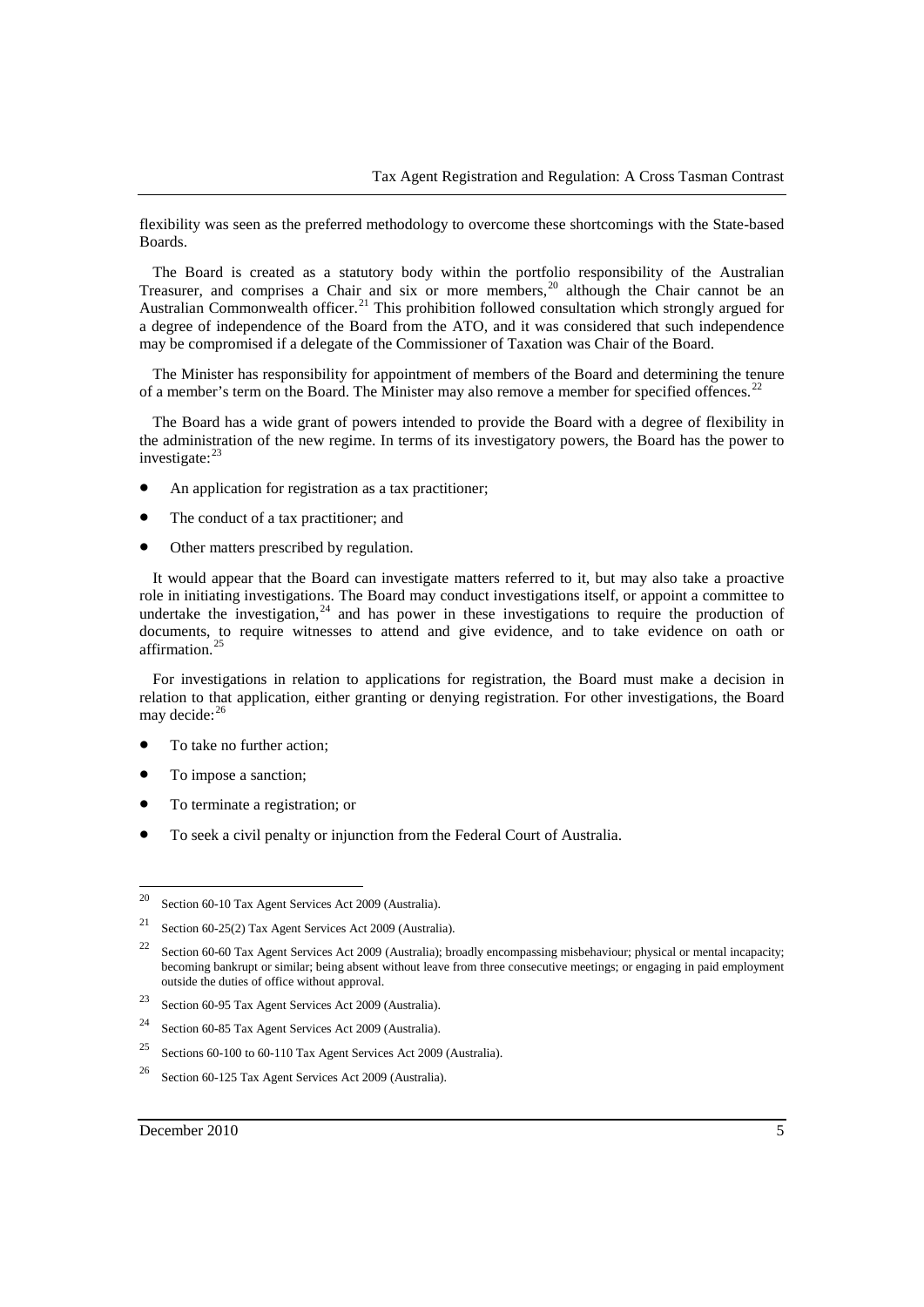flexibility was seen as the preferred methodology to overcome these shortcomings with the State-based Boards.

The Board is created as a statutory body within the portfolio responsibility of the Australian Treasurer, and comprises a Chair and six or more members,[20] although the Chair cannot be an Australian Commonwealth officer.[21] This prohibition followed consultation which strongly argued for a degree of independence of the Board from the ATO, and it was considered that such independence may be compromised if a delegate of the Commissioner of Taxation was Chair of the Board.

The Minister has responsibility for appointment of members of the Board and determining the tenure of a member's term on the Board. The Minister may also remove a member for specified offences.[22]

The Board has a wide grant of powers intended to provide the Board with a degree of flexibility in the administration of the new regime. In terms of its investigatory powers, the Board has the power to investigate:[23]

- An application for registration as a tax practitioner;
- The conduct of a tax practitioner; and
- Other matters prescribed by regulation.

It would appear that the Board can investigate matters referred to it, but may also take a proactive role in initiating investigations. The Board may conduct investigations itself, or appoint a committee to undertake the investigation,[24] and has power in these investigations to require the production of documents, to require witnesses to attend and give evidence, and to take evidence on oath or affirmation.[25]

For investigations in relation to applications for registration, the Board must make a decision in relation to that application, either granting or denying registration. For other investigations, the Board may decide:[26]

- To take no further action;
- To impose a sanction;
- To terminate a registration; or
- To seek a civil penalty or injunction from the Federal Court of Australia.

---

[20] Section 60-10 Tax Agent Services Act 2009 (Australia).

[21] Section 60-25(2) Tax Agent Services Act 2009 (Australia).

[22] Section 60-60 Tax Agent Services Act 2009 (Australia); broadly encompassing misbehaviour; physical or mental incapacity; becoming bankrupt or similar; being absent without leave from three consecutive meetings; or engaging in paid employment outside the duties of office without approval.

[23] Section 60-95 Tax Agent Services Act 2009 (Australia).

[24] Section 60-85 Tax Agent Services Act 2009 (Australia).

[25] Sections 60-100 to 60-110 Tax Agent Services Act 2009 (Australia).

[26] Section 60-125 Tax Agent Services Act 2009 (Australia).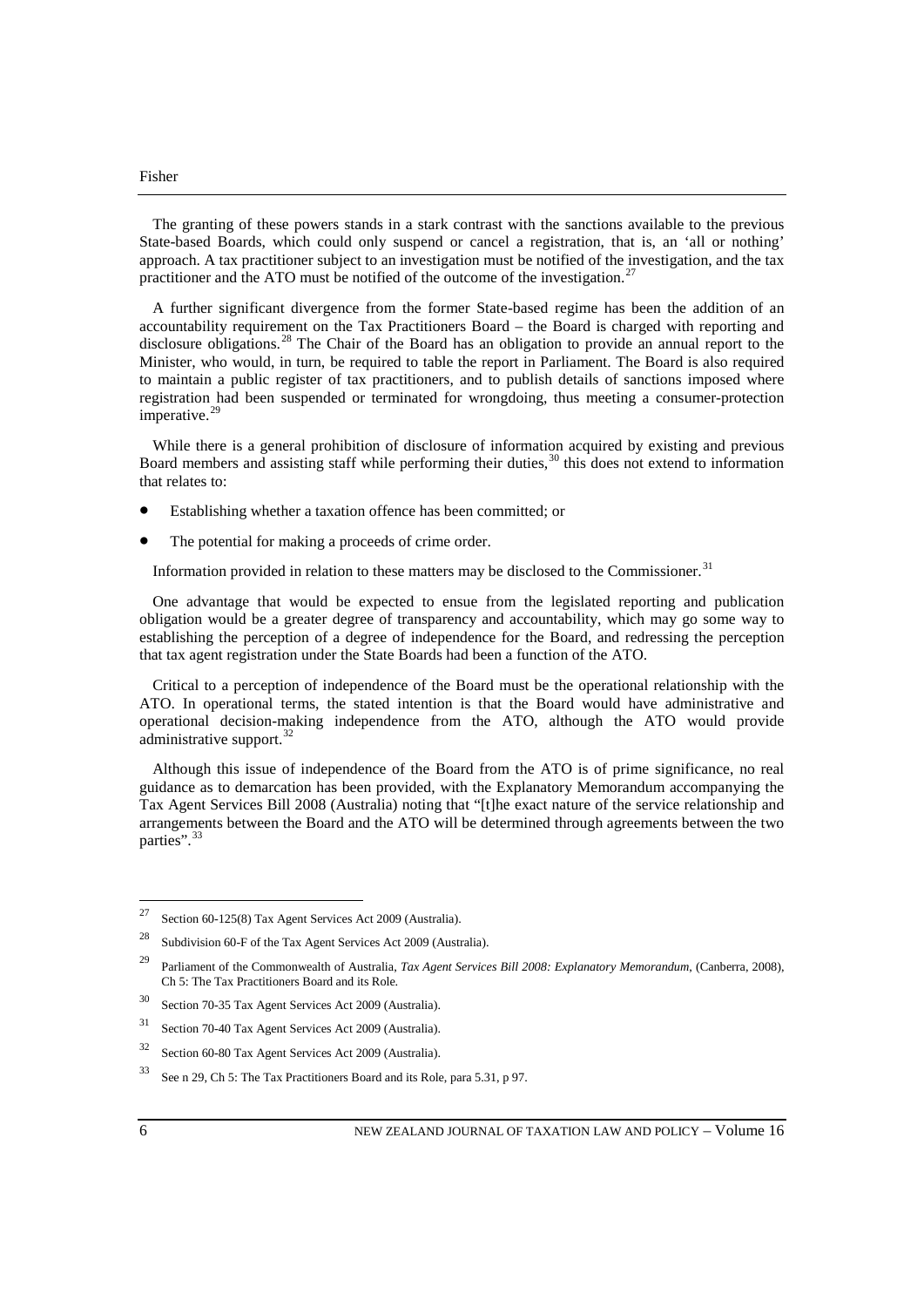The granting of these powers stands in a stark contrast with the sanctions available to the previous State-based Boards, which could only suspend or cancel a registration, that is, an 'all or nothing' approach. A tax practitioner subject to an investigation must be notified of the investigation, and the tax practitioner and the ATO must be notified of the outcome of the investigation.[27]

A further significant divergence from the former State-based regime has been the addition of an accountability requirement on the Tax Practitioners Board – the Board is charged with reporting and disclosure obligations.[28] The Chair of the Board has an obligation to provide an annual report to the Minister, who would, in turn, be required to table the report in Parliament. The Board is also required to maintain a public register of tax practitioners, and to publish details of sanctions imposed where registration had been suspended or terminated for wrongdoing, thus meeting a consumer-protection imperative.[29]

While there is a general prohibition of disclosure of information acquired by existing and previous Board members and assisting staff while performing their duties,[30] this does not extend to information that relates to:

- Establishing whether a taxation offence has been committed; or
- The potential for making a proceeds of crime order.

Information provided in relation to these matters may be disclosed to the Commissioner.[31]

One advantage that would be expected to ensue from the legislated reporting and publication obligation would be a greater degree of transparency and accountability, which may go some way to establishing the perception of a degree of independence for the Board, and redressing the perception that tax agent registration under the State Boards had been a function of the ATO.

Critical to a perception of independence of the Board must be the operational relationship with the ATO. In operational terms, the stated intention is that the Board would have administrative and operational decision-making independence from the ATO, although the ATO would provide administrative support.[32]

Although this issue of independence of the Board from the ATO is of prime significance, no real guidance as to demarcation has been provided, with the Explanatory Memorandum accompanying the Tax Agent Services Bill 2008 (Australia) noting that "[t]he exact nature of the service relationship and arrangements between the Board and the ATO will be determined through agreements between the two parties".[33]

---

[27] Section 60-125(8) Tax Agent Services Act 2009 (Australia).

[28] Subdivision 60-F of the Tax Agent Services Act 2009 (Australia).

[29] Parliament of the Commonwealth of Australia, *Tax Agent Services Bill 2008: Explanatory Memorandum*, (Canberra, 2008), Ch 5: The Tax Practitioners Board and its Role.

[30] Section 70-35 Tax Agent Services Act 2009 (Australia).

[31] Section 70-40 Tax Agent Services Act 2009 (Australia).

[32] Section 60-80 Tax Agent Services Act 2009 (Australia).

[33] See n 29, Ch 5: The Tax Practitioners Board and its Role, para 5.31, p 97.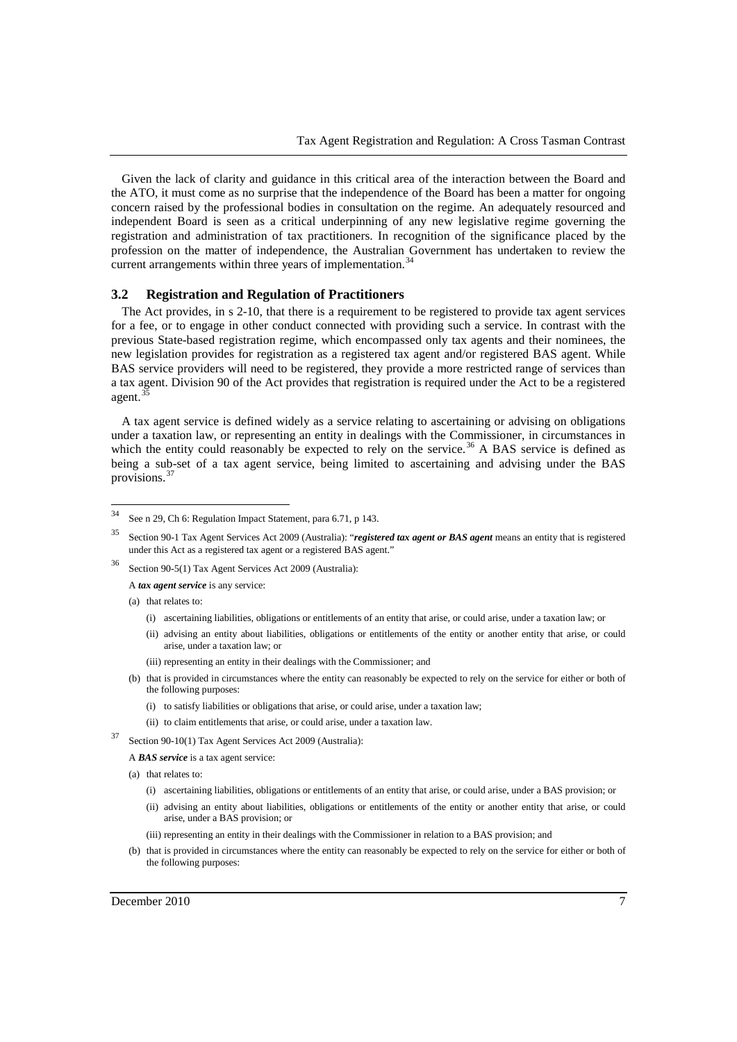Given the lack of clarity and guidance in this critical area of the interaction between the Board and the ATO, it must come as no surprise that the independence of the Board has been a matter for ongoing concern raised by the professional bodies in consultation on the regime. An adequately resourced and independent Board is seen as a critical underpinning of any new legislative regime governing the registration and administration of tax practitioners. In recognition of the significance placed by the profession on the matter of independence, the Australian Government has undertaken to review the current arrangements within three years of implementation.[34]

### 3.2 Registration and Regulation of Practitioners

The Act provides, in s 2-10, that there is a requirement to be registered to provide tax agent services for a fee, or to engage in other conduct connected with providing such a service. In contrast with the previous State-based registration regime, which encompassed only tax agents and their nominees, the new legislation provides for registration as a registered tax agent and/or registered BAS agent. While BAS service providers will need to be registered, they provide a more restricted range of services than a tax agent. Division 90 of the Act provides that registration is required under the Act to be a registered agent.[35]

A tax agent service is defined widely as a service relating to ascertaining or advising on obligations under a taxation law, or representing an entity in dealings with the Commissioner, in circumstances in which the entity could reasonably be expected to rely on the service.[36] A BAS service is defined as being a sub-set of a tax agent service, being limited to ascertaining and advising under the BAS provisions.[37]

---

[34] See n 29, Ch 6: Regulation Impact Statement, para 6.71, p 143.

[35] Section 90-1 Tax Agent Services Act 2009 (Australia): "***registered tax agent or BAS agent*** means an entity that is registered under this Act as a registered tax agent or a registered BAS agent."

[36] Section 90-5(1) Tax Agent Services Act 2009 (Australia):

A ***tax agent service*** is any service:

(a) that relates to:

(i) ascertaining liabilities, obligations or entitlements of an entity that arise, or could arise, under a taxation law; or

(ii) advising an entity about liabilities, obligations or entitlements of the entity or another entity that arise, or could arise, under a taxation law; or

(iii) representing an entity in their dealings with the Commissioner; and

(b) that is provided in circumstances where the entity can reasonably be expected to rely on the service for either or both of the following purposes:

(i) to satisfy liabilities or obligations that arise, or could arise, under a taxation law;

(ii) to claim entitlements that arise, or could arise, under a taxation law.

[37] Section 90-10(1) Tax Agent Services Act 2009 (Australia):

A ***BAS service*** is a tax agent service:

(a) that relates to:

(i) ascertaining liabilities, obligations or entitlements of an entity that arise, or could arise, under a BAS provision; or

(ii) advising an entity about liabilities, obligations or entitlements of the entity or another entity that arise, or could arise, under a BAS provision; or

(iii) representing an entity in their dealings with the Commissioner in relation to a BAS provision; and

(b) that is provided in circumstances where the entity can reasonably be expected to rely on the service for either or both of the following purposes: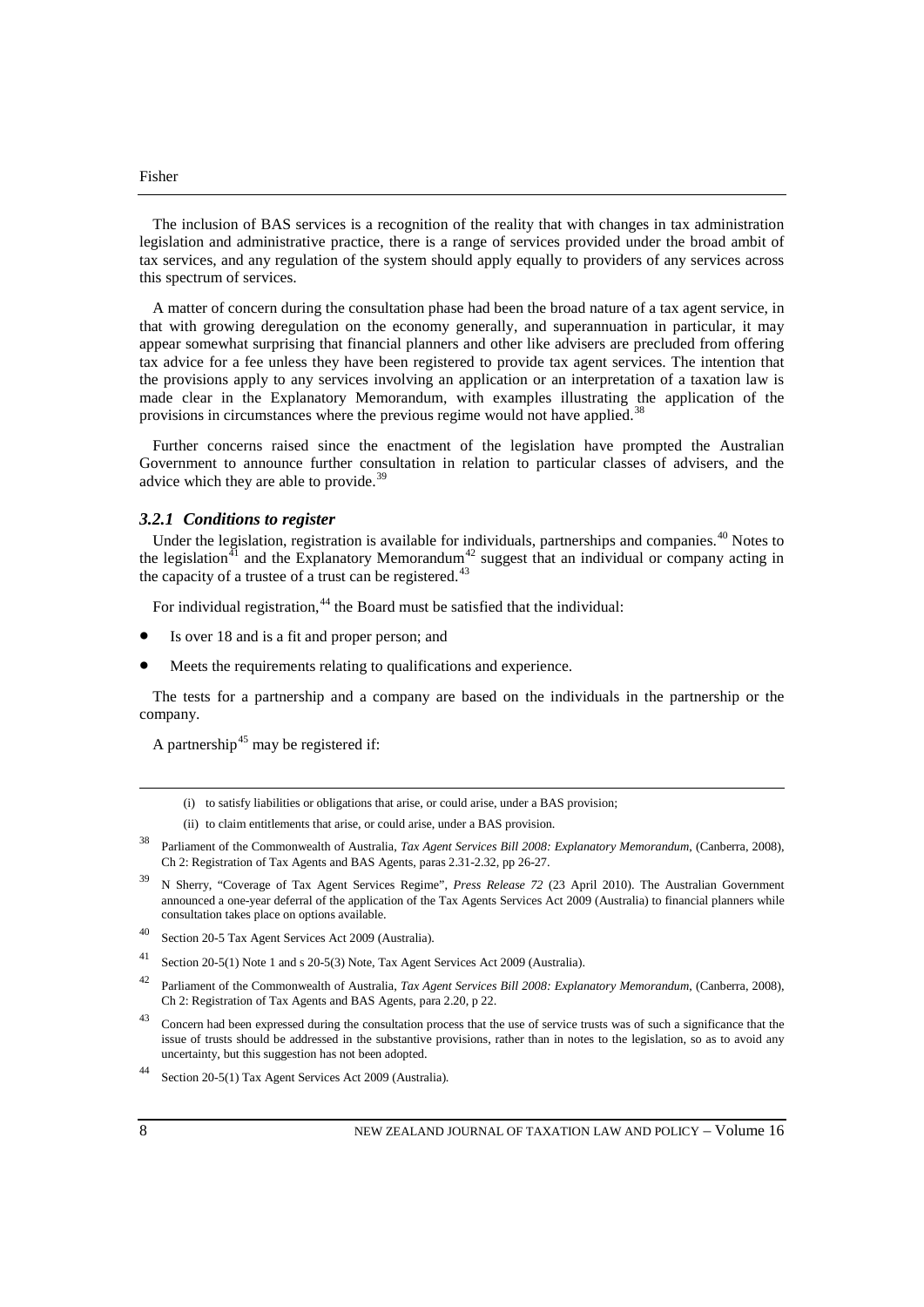The inclusion of BAS services is a recognition of the reality that with changes in tax administration legislation and administrative practice, there is a range of services provided under the broad ambit of tax services, and any regulation of the system should apply equally to providers of any services across this spectrum of services.

A matter of concern during the consultation phase had been the broad nature of a tax agent service, in that with growing deregulation on the economy generally, and superannuation in particular, it may appear somewhat surprising that financial planners and other like advisers are precluded from offering tax advice for a fee unless they have been registered to provide tax agent services. The intention that the provisions apply to any services involving an application or an interpretation of a taxation law is made clear in the Explanatory Memorandum, with examples illustrating the application of the provisions in circumstances where the previous regime would not have applied.[38]

Further concerns raised since the enactment of the legislation have prompted the Australian Government to announce further consultation in relation to particular classes of advisers, and the advice which they are able to provide.[39]

### *3.2.1 Conditions to register*

Under the legislation, registration is available for individuals, partnerships and companies.[40] Notes to the legislation[41] and the Explanatory Memorandum[42] suggest that an individual or company acting in the capacity of a trustee of a trust can be registered.[43]

For individual registration,[44] the Board must be satisfied that the individual:

- Is over 18 and is a fit and proper person; and
- Meets the requirements relating to qualifications and experience.

The tests for a partnership and a company are based on the individuals in the partnership or the company.

A partnership[45] may be registered if:

---

(i) to satisfy liabilities or obligations that arise, or could arise, under a BAS provision;

(ii) to claim entitlements that arise, or could arise, under a BAS provision.

[38] Parliament of the Commonwealth of Australia, *Tax Agent Services Bill 2008: Explanatory Memorandum*, (Canberra, 2008), Ch 2: Registration of Tax Agents and BAS Agents, paras 2.31-2.32, pp 26-27.

[39] N Sherry, "Coverage of Tax Agent Services Regime", *Press Release 72* (23 April 2010). The Australian Government announced a one-year deferral of the application of the Tax Agents Services Act 2009 (Australia) to financial planners while consultation takes place on options available.

[40] Section 20-5 Tax Agent Services Act 2009 (Australia).

[41] Section 20-5(1) Note 1 and s 20-5(3) Note, Tax Agent Services Act 2009 (Australia).

[42] Parliament of the Commonwealth of Australia, *Tax Agent Services Bill 2008: Explanatory Memorandum*, (Canberra, 2008), Ch 2: Registration of Tax Agents and BAS Agents, para 2.20, p 22.

[43] Concern had been expressed during the consultation process that the use of service trusts was of such a significance that the issue of trusts should be addressed in the substantive provisions, rather than in notes to the legislation, so as to avoid any uncertainty, but this suggestion has not been adopted.

[44] Section 20-5(1) Tax Agent Services Act 2009 (Australia).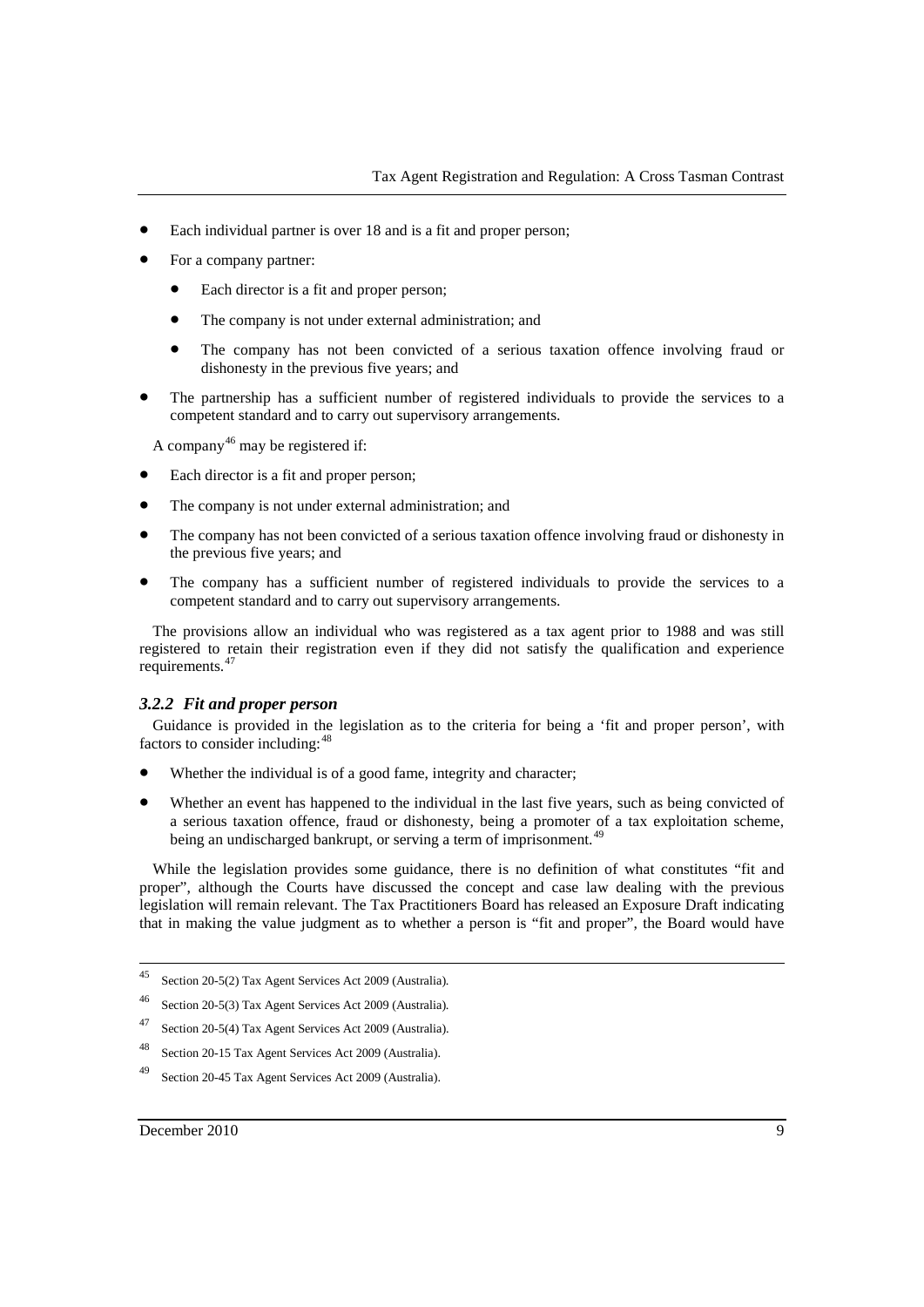- Each individual partner is over 18 and is a fit and proper person;
- For a company partner:
  - Each director is a fit and proper person;
  - The company is not under external administration; and
  - The company has not been convicted of a serious taxation offence involving fraud or dishonesty in the previous five years; and
- The partnership has a sufficient number of registered individuals to provide the services to a competent standard and to carry out supervisory arrangements.

A company[46] may be registered if:

- Each director is a fit and proper person;
- The company is not under external administration; and
- The company has not been convicted of a serious taxation offence involving fraud or dishonesty in the previous five years; and
- The company has a sufficient number of registered individuals to provide the services to a competent standard and to carry out supervisory arrangements.

The provisions allow an individual who was registered as a tax agent prior to 1988 and was still registered to retain their registration even if they did not satisfy the qualification and experience requirements.[47]

### *3.2.2 Fit and proper person*

Guidance is provided in the legislation as to the criteria for being a 'fit and proper person', with factors to consider including:[48]

- Whether the individual is of a good fame, integrity and character;
- Whether an event has happened to the individual in the last five years, such as being convicted of a serious taxation offence, fraud or dishonesty, being a promoter of a tax exploitation scheme, being an undischarged bankrupt, or serving a term of imprisonment.[49]

While the legislation provides some guidance, there is no definition of what constitutes "fit and proper", although the Courts have discussed the concept and case law dealing with the previous legislation will remain relevant. The Tax Practitioners Board has released an Exposure Draft indicating that in making the value judgment as to whether a person is "fit and proper", the Board would have

---

[45] Section 20-5(2) Tax Agent Services Act 2009 (Australia).

[46] Section 20-5(3) Tax Agent Services Act 2009 (Australia).

[47] Section 20-5(4) Tax Agent Services Act 2009 (Australia).

[48] Section 20-15 Tax Agent Services Act 2009 (Australia).

[49] Section 20-45 Tax Agent Services Act 2009 (Australia).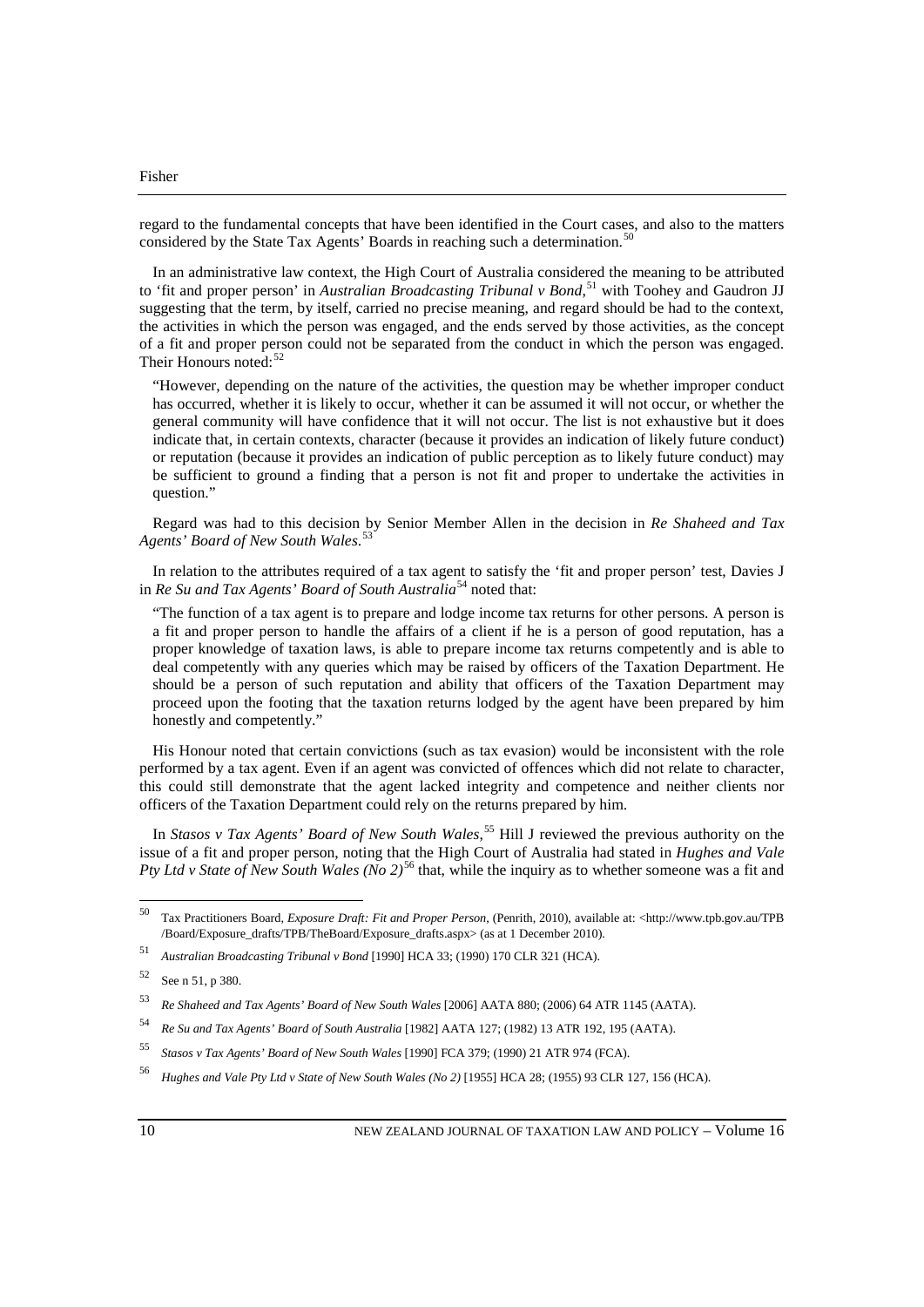regard to the fundamental concepts that have been identified in the Court cases, and also to the matters considered by the State Tax Agents' Boards in reaching such a determination.[50]

In an administrative law context, the High Court of Australia considered the meaning to be attributed to 'fit and proper person' in *Australian Broadcasting Tribunal v Bond*,[51] with Toohey and Gaudron JJ suggesting that the term, by itself, carried no precise meaning, and regard should be had to the context, the activities in which the person was engaged, and the ends served by those activities, as the concept of a fit and proper person could not be separated from the conduct in which the person was engaged. Their Honours noted:[52]

> "However, depending on the nature of the activities, the question may be whether improper conduct has occurred, whether it is likely to occur, whether it can be assumed it will not occur, or whether the general community will have confidence that it will not occur. The list is not exhaustive but it does indicate that, in certain contexts, character (because it provides an indication of likely future conduct) or reputation (because it provides an indication of public perception as to likely future conduct) may be sufficient to ground a finding that a person is not fit and proper to undertake the activities in question."

Regard was had to this decision by Senior Member Allen in the decision in *Re Shaheed and Tax Agents' Board of New South Wales*.[53]

In relation to the attributes required of a tax agent to satisfy the 'fit and proper person' test, Davies J in *Re Su and Tax Agents' Board of South Australia*[54] noted that:

> "The function of a tax agent is to prepare and lodge income tax returns for other persons. A person is a fit and proper person to handle the affairs of a client if he is a person of good reputation, has a proper knowledge of taxation laws, is able to prepare income tax returns competently and is able to deal competently with any queries which may be raised by officers of the Taxation Department. He should be a person of such reputation and ability that officers of the Taxation Department may proceed upon the footing that the taxation returns lodged by the agent have been prepared by him honestly and competently."

His Honour noted that certain convictions (such as tax evasion) would be inconsistent with the role performed by a tax agent. Even if an agent was convicted of offences which did not relate to character, this could still demonstrate that the agent lacked integrity and competence and neither clients nor officers of the Taxation Department could rely on the returns prepared by him.

In *Stasos v Tax Agents' Board of New South Wales*,[55] Hill J reviewed the previous authority on the issue of a fit and proper person, noting that the High Court of Australia had stated in *Hughes and Vale Pty Ltd v State of New South Wales (No 2)*[56] that, while the inquiry as to whether someone was a fit and

---

[50] Tax Practitioners Board, *Exposure Draft: Fit and Proper Person*, (Penrith, 2010), available at: <http://www.tpb.gov.au/TPB/Board/Exposure_drafts/TPB/TheBoard/Exposure_drafts.aspx> (as at 1 December 2010).

[51] *Australian Broadcasting Tribunal v Bond* [1990] HCA 33; (1990) 170 CLR 321 (HCA).

[52] See n 51, p 380.

[53] *Re Shaheed and Tax Agents' Board of New South Wales* [2006] AATA 880; (2006) 64 ATR 1145 (AATA).

[54] *Re Su and Tax Agents' Board of South Australia* [1982] AATA 127; (1982) 13 ATR 192, 195 (AATA).

[55] *Stasos v Tax Agents' Board of New South Wales* [1990] FCA 379; (1990) 21 ATR 974 (FCA).

[56] *Hughes and Vale Pty Ltd v State of New South Wales (No 2)* [1955] HCA 28; (1955) 93 CLR 127, 156 (HCA).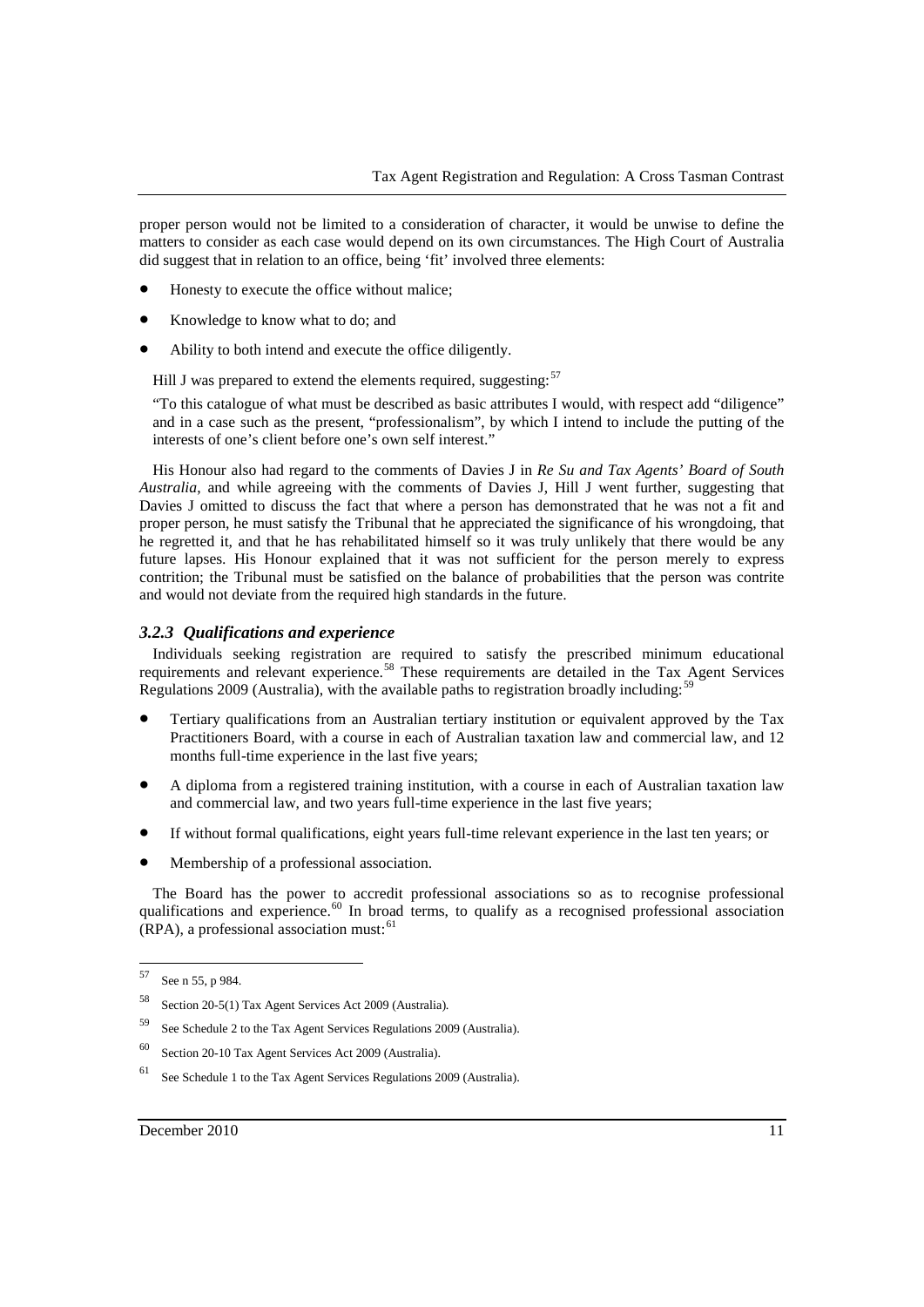proper person would not be limited to a consideration of character, it would be unwise to define the matters to consider as each case would depend on its own circumstances. The High Court of Australia did suggest that in relation to an office, being 'fit' involved three elements:

- Honesty to execute the office without malice;
- Knowledge to know what to do; and
- Ability to both intend and execute the office diligently.

Hill J was prepared to extend the elements required, suggesting:[57]

> "To this catalogue of what must be described as basic attributes I would, with respect add "diligence" and in a case such as the present, "professionalism", by which I intend to include the putting of the interests of one's client before one's own self interest."

His Honour also had regard to the comments of Davies J in *Re Su and Tax Agents' Board of South Australia*, and while agreeing with the comments of Davies J, Hill J went further, suggesting that Davies J omitted to discuss the fact that where a person has demonstrated that he was not a fit and proper person, he must satisfy the Tribunal that he appreciated the significance of his wrongdoing, that he regretted it, and that he has rehabilitated himself so it was truly unlikely that there would be any future lapses. His Honour explained that it was not sufficient for the person merely to express contrition; the Tribunal must be satisfied on the balance of probabilities that the person was contrite and would not deviate from the required high standards in the future.

### *3.2.3 Qualifications and experience*

Individuals seeking registration are required to satisfy the prescribed minimum educational requirements and relevant experience.[58] These requirements are detailed in the Tax Agent Services Regulations 2009 (Australia), with the available paths to registration broadly including:[59]

- Tertiary qualifications from an Australian tertiary institution or equivalent approved by the Tax Practitioners Board, with a course in each of Australian taxation law and commercial law, and 12 months full-time experience in the last five years;
- A diploma from a registered training institution, with a course in each of Australian taxation law and commercial law, and two years full-time experience in the last five years;
- If without formal qualifications, eight years full-time relevant experience in the last ten years; or
- Membership of a professional association.

The Board has the power to accredit professional associations so as to recognise professional qualifications and experience.[60] In broad terms, to qualify as a recognised professional association (RPA), a professional association must:[61]

---

[57] See n 55, p 984.

[58] Section 20-5(1) Tax Agent Services Act 2009 (Australia).

[59] See Schedule 2 to the Tax Agent Services Regulations 2009 (Australia).

[60] Section 20-10 Tax Agent Services Act 2009 (Australia).

[61] See Schedule 1 to the Tax Agent Services Regulations 2009 (Australia).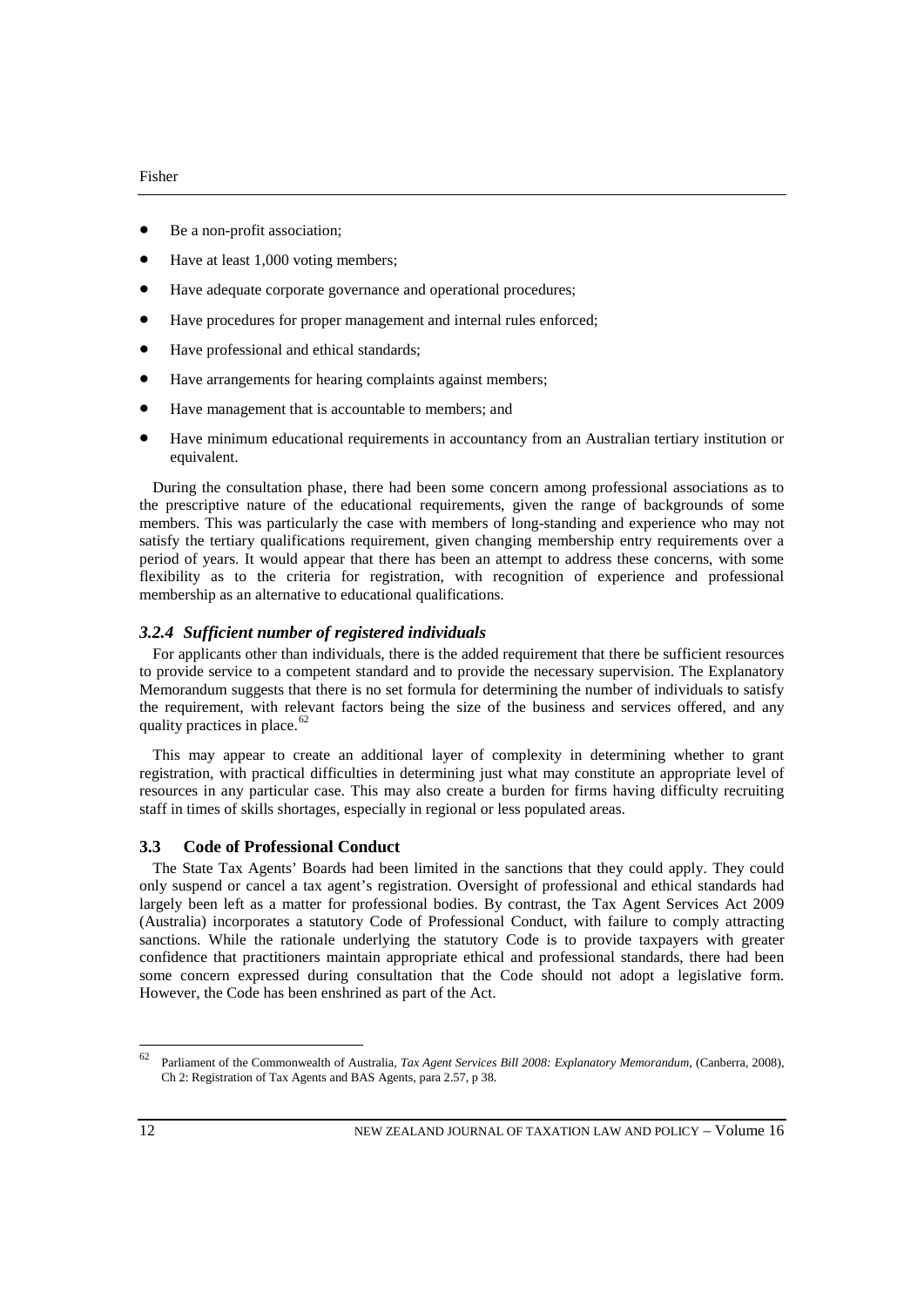- Be a non-profit association;
- Have at least 1,000 voting members;
- Have adequate corporate governance and operational procedures;
- Have procedures for proper management and internal rules enforced;
- Have professional and ethical standards;
- Have arrangements for hearing complaints against members;
- Have management that is accountable to members; and
- Have minimum educational requirements in accountancy from an Australian tertiary institution or equivalent.

During the consultation phase, there had been some concern among professional associations as to the prescriptive nature of the educational requirements, given the range of backgrounds of some members. This was particularly the case with members of long-standing and experience who may not satisfy the tertiary qualifications requirement, given changing membership entry requirements over a period of years. It would appear that there has been an attempt to address these concerns, with some flexibility as to the criteria for registration, with recognition of experience and professional membership as an alternative to educational qualifications.

### *3.2.4 Sufficient number of registered individuals*

For applicants other than individuals, there is the added requirement that there be sufficient resources to provide service to a competent standard and to provide the necessary supervision. The Explanatory Memorandum suggests that there is no set formula for determining the number of individuals to satisfy the requirement, with relevant factors being the size of the business and services offered, and any quality practices in place.[62]

This may appear to create an additional layer of complexity in determining whether to grant registration, with practical difficulties in determining just what may constitute an appropriate level of resources in any particular case. This may also create a burden for firms having difficulty recruiting staff in times of skills shortages, especially in regional or less populated areas.

## 3.3 Code of Professional Conduct

The State Tax Agents' Boards had been limited in the sanctions that they could apply. They could only suspend or cancel a tax agent's registration. Oversight of professional and ethical standards had largely been left as a matter for professional bodies. By contrast, the Tax Agent Services Act 2009 (Australia) incorporates a statutory Code of Professional Conduct, with failure to comply attracting sanctions. While the rationale underlying the statutory Code is to provide taxpayers with greater confidence that practitioners maintain appropriate ethical and professional standards, there had been some concern expressed during consultation that the Code should not adopt a legislative form. However, the Code has been enshrined as part of the Act.

---

[62] Parliament of the Commonwealth of Australia, *Tax Agent Services Bill 2008: Explanatory Memorandum*, (Canberra, 2008), Ch 2: Registration of Tax Agents and BAS Agents, para 2.57, p 38.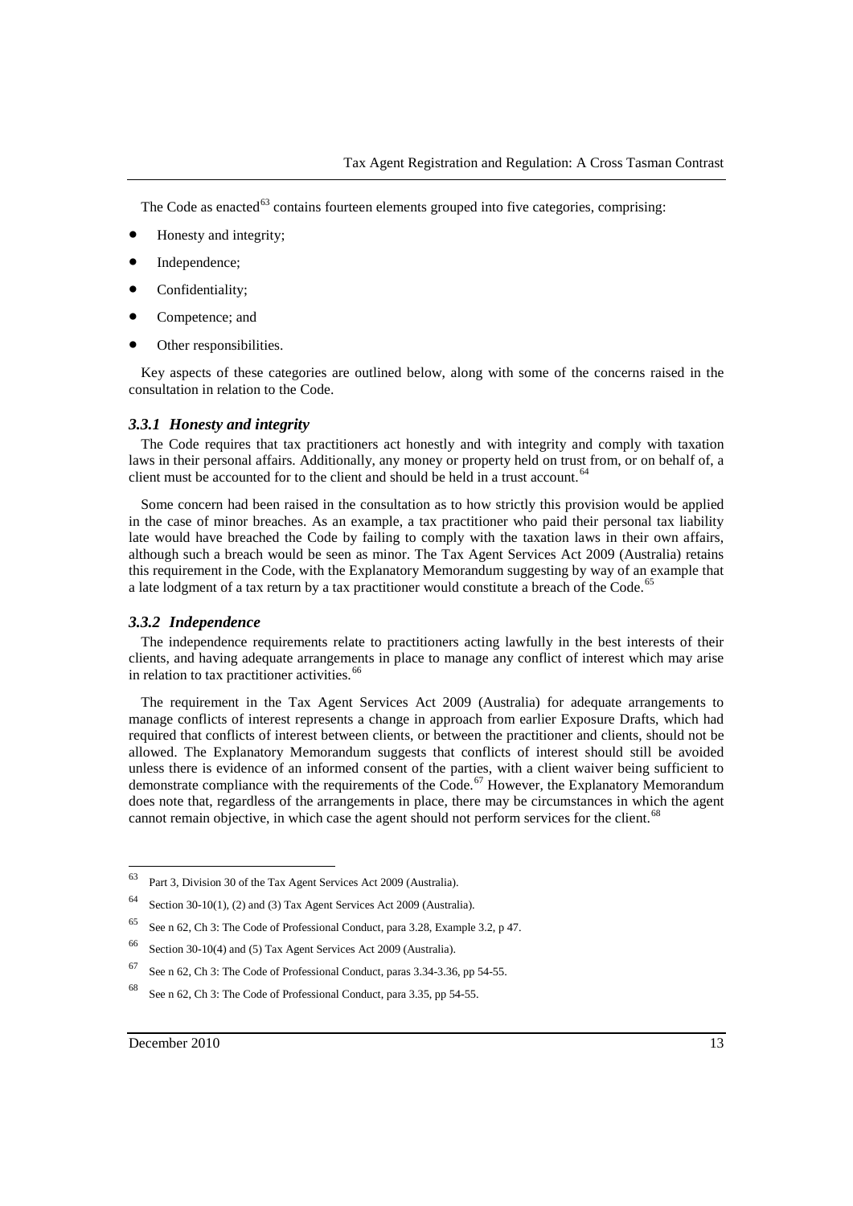The Code as enacted[63] contains fourteen elements grouped into five categories, comprising:

- Honesty and integrity;
- Independence;
- Confidentiality;
- Competence; and
- Other responsibilities.

Key aspects of these categories are outlined below, along with some of the concerns raised in the consultation in relation to the Code.

### *3.3.1 Honesty and integrity*

The Code requires that tax practitioners act honestly and with integrity and comply with taxation laws in their personal affairs. Additionally, any money or property held on trust from, or on behalf of, a client must be accounted for to the client and should be held in a trust account.[64]

Some concern had been raised in the consultation as to how strictly this provision would be applied in the case of minor breaches. As an example, a tax practitioner who paid their personal tax liability late would have breached the Code by failing to comply with the taxation laws in their own affairs, although such a breach would be seen as minor. The Tax Agent Services Act 2009 (Australia) retains this requirement in the Code, with the Explanatory Memorandum suggesting by way of an example that a late lodgment of a tax return by a tax practitioner would constitute a breach of the Code.[65]

### *3.3.2 Independence*

The independence requirements relate to practitioners acting lawfully in the best interests of their clients, and having adequate arrangements in place to manage any conflict of interest which may arise in relation to tax practitioner activities.[66]

The requirement in the Tax Agent Services Act 2009 (Australia) for adequate arrangements to manage conflicts of interest represents a change in approach from earlier Exposure Drafts, which had required that conflicts of interest between clients, or between the practitioner and clients, should not be allowed. The Explanatory Memorandum suggests that conflicts of interest should still be avoided unless there is evidence of an informed consent of the parties, with a client waiver being sufficient to demonstrate compliance with the requirements of the Code.[67] However, the Explanatory Memorandum does note that, regardless of the arrangements in place, there may be circumstances in which the agent cannot remain objective, in which case the agent should not perform services for the client.[68]

---

[63] Part 3, Division 30 of the Tax Agent Services Act 2009 (Australia).

[64] Section 30-10(1), (2) and (3) Tax Agent Services Act 2009 (Australia).

[65] See n 62, Ch 3: The Code of Professional Conduct, para 3.28, Example 3.2, p 47.

[66] Section 30-10(4) and (5) Tax Agent Services Act 2009 (Australia).

[67] See n 62, Ch 3: The Code of Professional Conduct, paras 3.34-3.36, pp 54-55.

[68] See n 62, Ch 3: The Code of Professional Conduct, para 3.35, pp 54-55.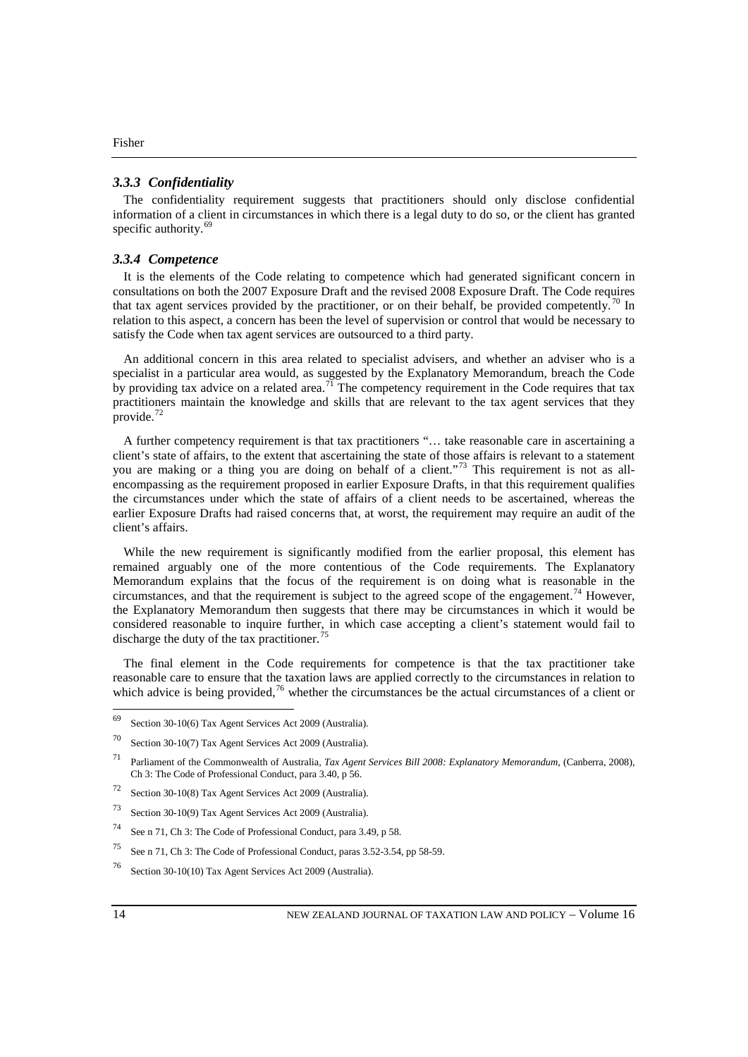### *3.3.3 Confidentiality*

The confidentiality requirement suggests that practitioners should only disclose confidential information of a client in circumstances in which there is a legal duty to do so, or the client has granted specific authority.[69]

### *3.3.4 Competence*

It is the elements of the Code relating to competence which had generated significant concern in consultations on both the 2007 Exposure Draft and the revised 2008 Exposure Draft. The Code requires that tax agent services provided by the practitioner, or on their behalf, be provided competently.[70] In relation to this aspect, a concern has been the level of supervision or control that would be necessary to satisfy the Code when tax agent services are outsourced to a third party.

An additional concern in this area related to specialist advisers, and whether an adviser who is a specialist in a particular area would, as suggested by the Explanatory Memorandum, breach the Code by providing tax advice on a related area.[71] The competency requirement in the Code requires that tax practitioners maintain the knowledge and skills that are relevant to the tax agent services that they provide.[72]

A further competency requirement is that tax practitioners "… take reasonable care in ascertaining a client's state of affairs, to the extent that ascertaining the state of those affairs is relevant to a statement you are making or a thing you are doing on behalf of a client."[73] This requirement is not as all-encompassing as the requirement proposed in earlier Exposure Drafts, in that this requirement qualifies the circumstances under which the state of affairs of a client needs to be ascertained, whereas the earlier Exposure Drafts had raised concerns that, at worst, the requirement may require an audit of the client's affairs.

While the new requirement is significantly modified from the earlier proposal, this element has remained arguably one of the more contentious of the Code requirements. The Explanatory Memorandum explains that the focus of the requirement is on doing what is reasonable in the circumstances, and that the requirement is subject to the agreed scope of the engagement.[74] However, the Explanatory Memorandum then suggests that there may be circumstances in which it would be considered reasonable to inquire further, in which case accepting a client's statement would fail to discharge the duty of the tax practitioner.[75]

The final element in the Code requirements for competence is that the tax practitioner take reasonable care to ensure that the taxation laws are applied correctly to the circumstances in relation to which advice is being provided,[76] whether the circumstances be the actual circumstances of a client or

---

[69] Section 30-10(6) Tax Agent Services Act 2009 (Australia).

[70] Section 30-10(7) Tax Agent Services Act 2009 (Australia).

[71] Parliament of the Commonwealth of Australia, *Tax Agent Services Bill 2008: Explanatory Memorandum*, (Canberra, 2008), Ch 3: The Code of Professional Conduct, para 3.40, p 56.

[72] Section 30-10(8) Tax Agent Services Act 2009 (Australia).

[73] Section 30-10(9) Tax Agent Services Act 2009 (Australia).

[74] See n 71, Ch 3: The Code of Professional Conduct, para 3.49, p 58.

[75] See n 71, Ch 3: The Code of Professional Conduct, paras 3.52-3.54, pp 58-59.

[76] Section 30-10(10) Tax Agent Services Act 2009 (Australia).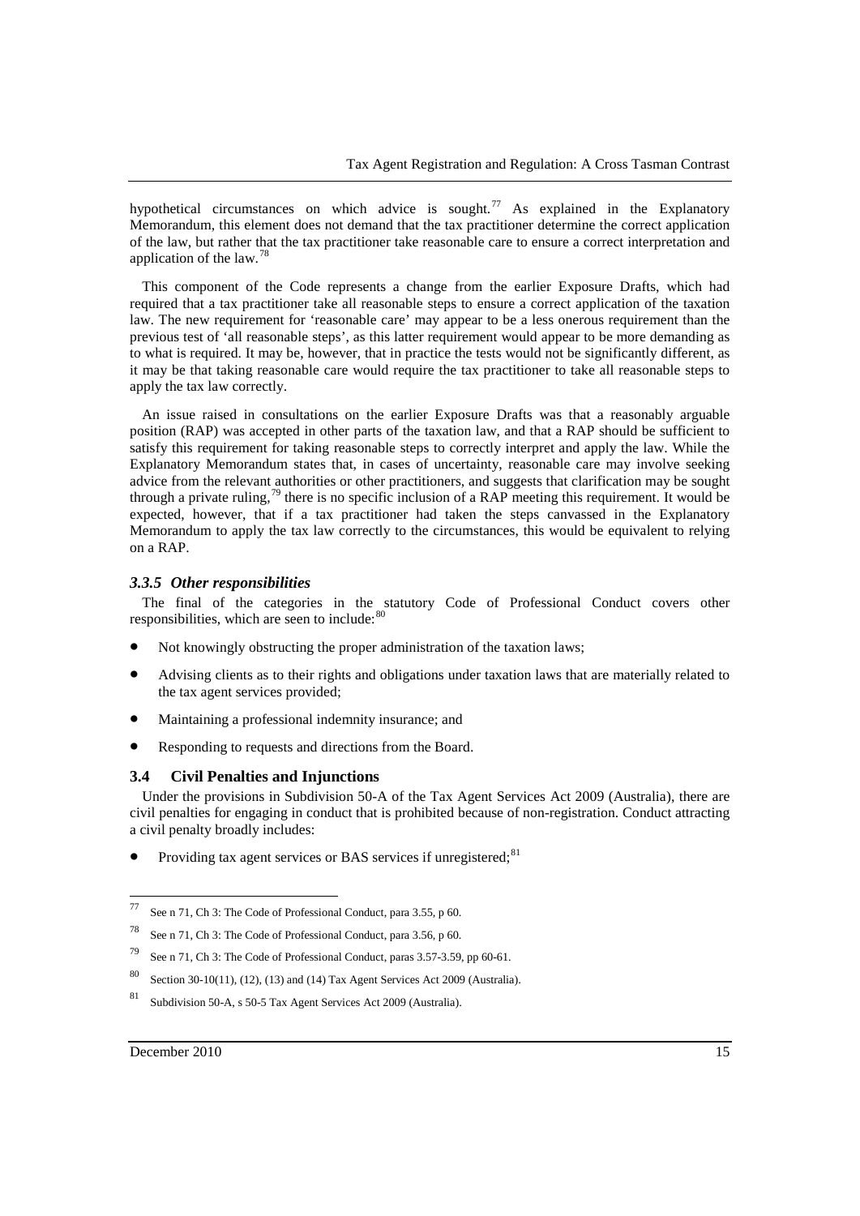hypothetical circumstances on which advice is sought.[77] As explained in the Explanatory Memorandum, this element does not demand that the tax practitioner determine the correct application of the law, but rather that the tax practitioner take reasonable care to ensure a correct interpretation and application of the law.[78]

This component of the Code represents a change from the earlier Exposure Drafts, which had required that a tax practitioner take all reasonable steps to ensure a correct application of the taxation law. The new requirement for 'reasonable care' may appear to be a less onerous requirement than the previous test of 'all reasonable steps', as this latter requirement would appear to be more demanding as to what is required. It may be, however, that in practice the tests would not be significantly different, as it may be that taking reasonable care would require the tax practitioner to take all reasonable steps to apply the tax law correctly.

An issue raised in consultations on the earlier Exposure Drafts was that a reasonably arguable position (RAP) was accepted in other parts of the taxation law, and that a RAP should be sufficient to satisfy this requirement for taking reasonable steps to correctly interpret and apply the law. While the Explanatory Memorandum states that, in cases of uncertainty, reasonable care may involve seeking advice from the relevant authorities or other practitioners, and suggests that clarification may be sought through a private ruling,[79] there is no specific inclusion of a RAP meeting this requirement. It would be expected, however, that if a tax practitioner had taken the steps canvassed in the Explanatory Memorandum to apply the tax law correctly to the circumstances, this would be equivalent to relying on a RAP.

### *3.3.5 Other responsibilities*

The final of the categories in the statutory Code of Professional Conduct covers other responsibilities, which are seen to include:[80]

- Not knowingly obstructing the proper administration of the taxation laws;
- Advising clients as to their rights and obligations under taxation laws that are materially related to the tax agent services provided;
- Maintaining a professional indemnity insurance; and
- Responding to requests and directions from the Board.

## 3.4 Civil Penalties and Injunctions

Under the provisions in Subdivision 50-A of the Tax Agent Services Act 2009 (Australia), there are civil penalties for engaging in conduct that is prohibited because of non-registration. Conduct attracting a civil penalty broadly includes:

- Providing tax agent services or BAS services if unregistered;[81]

---

[77] See n 71, Ch 3: The Code of Professional Conduct, para 3.55, p 60.

[78] See n 71, Ch 3: The Code of Professional Conduct, para 3.56, p 60.

[79] See n 71, Ch 3: The Code of Professional Conduct, paras 3.57-3.59, pp 60-61.

[80] Section 30-10(11), (12), (13) and (14) Tax Agent Services Act 2009 (Australia).

[81] Subdivision 50-A, s 50-5 Tax Agent Services Act 2009 (Australia).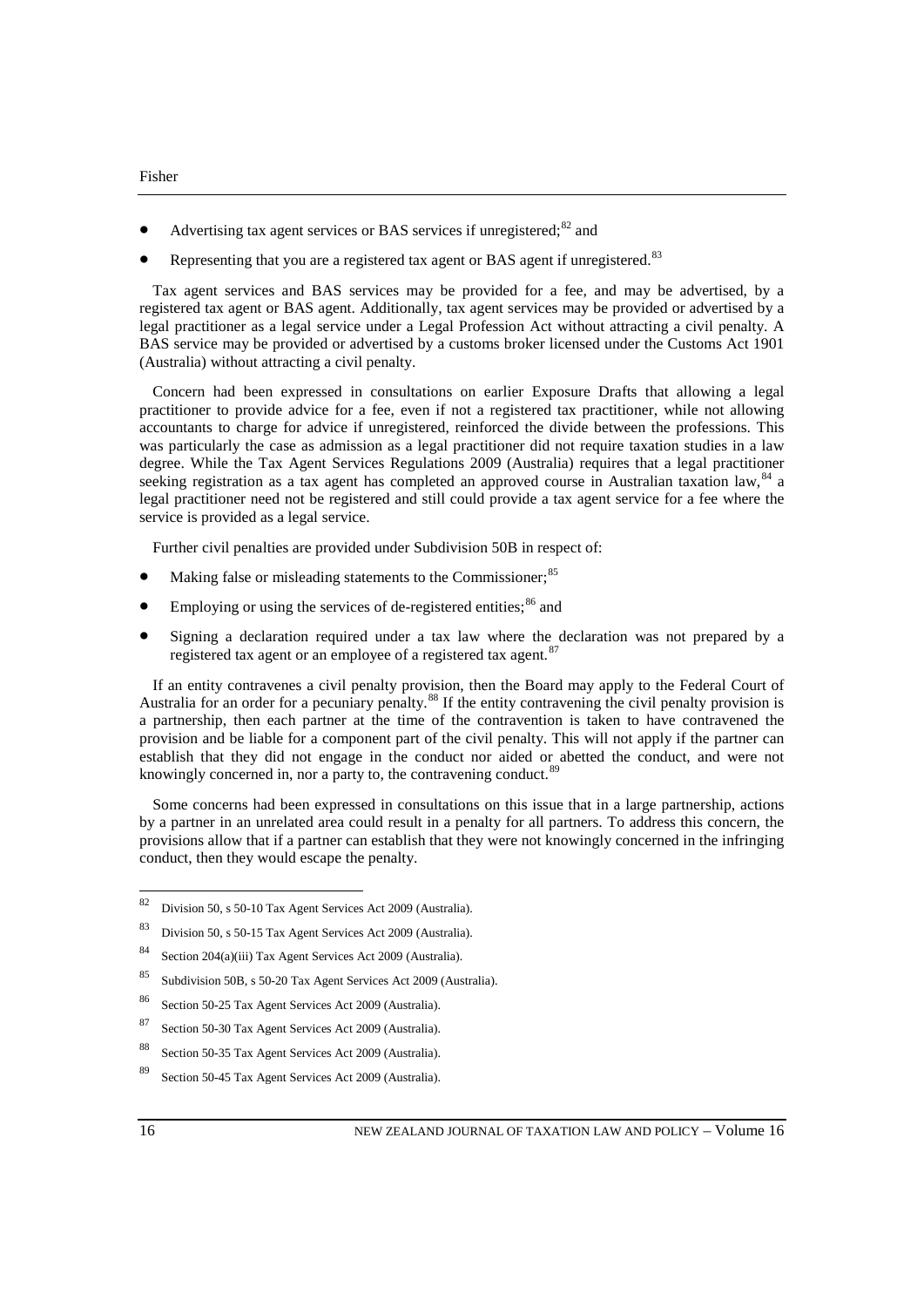- Advertising tax agent services or BAS services if unregistered;[82] and
- Representing that you are a registered tax agent or BAS agent if unregistered.[83]

Tax agent services and BAS services may be provided for a fee, and may be advertised, by a registered tax agent or BAS agent. Additionally, tax agent services may be provided or advertised by a legal practitioner as a legal service under a Legal Profession Act without attracting a civil penalty. A BAS service may be provided or advertised by a customs broker licensed under the Customs Act 1901 (Australia) without attracting a civil penalty.

Concern had been expressed in consultations on earlier Exposure Drafts that allowing a legal practitioner to provide advice for a fee, even if not a registered tax practitioner, while not allowing accountants to charge for advice if unregistered, reinforced the divide between the professions. This was particularly the case as admission as a legal practitioner did not require taxation studies in a law degree. While the Tax Agent Services Regulations 2009 (Australia) requires that a legal practitioner seeking registration as a tax agent has completed an approved course in Australian taxation law,[84] a legal practitioner need not be registered and still could provide a tax agent service for a fee where the service is provided as a legal service.

Further civil penalties are provided under Subdivision 50B in respect of:

- Making false or misleading statements to the Commissioner;[85]
- Employing or using the services of de-registered entities;[86] and
- Signing a declaration required under a tax law where the declaration was not prepared by a registered tax agent or an employee of a registered tax agent.[87]

If an entity contravenes a civil penalty provision, then the Board may apply to the Federal Court of Australia for an order for a pecuniary penalty.[88] If the entity contravening the civil penalty provision is a partnership, then each partner at the time of the contravention is taken to have contravened the provision and be liable for a component part of the civil penalty. This will not apply if the partner can establish that they did not engage in the conduct nor aided or abetted the conduct, and were not knowingly concerned in, nor a party to, the contravening conduct.[89]

Some concerns had been expressed in consultations on this issue that in a large partnership, actions by a partner in an unrelated area could result in a penalty for all partners. To address this concern, the provisions allow that if a partner can establish that they were not knowingly concerned in the infringing conduct, then they would escape the penalty.

---

[82] Division 50, s 50-10 Tax Agent Services Act 2009 (Australia).

[83] Division 50, s 50-15 Tax Agent Services Act 2009 (Australia).

[84] Section 204(a)(iii) Tax Agent Services Act 2009 (Australia).

[85] Subdivision 50B, s 50-20 Tax Agent Services Act 2009 (Australia).

[86] Section 50-25 Tax Agent Services Act 2009 (Australia).

[87] Section 50-30 Tax Agent Services Act 2009 (Australia).

[88] Section 50-35 Tax Agent Services Act 2009 (Australia).

[89] Section 50-45 Tax Agent Services Act 2009 (Australia).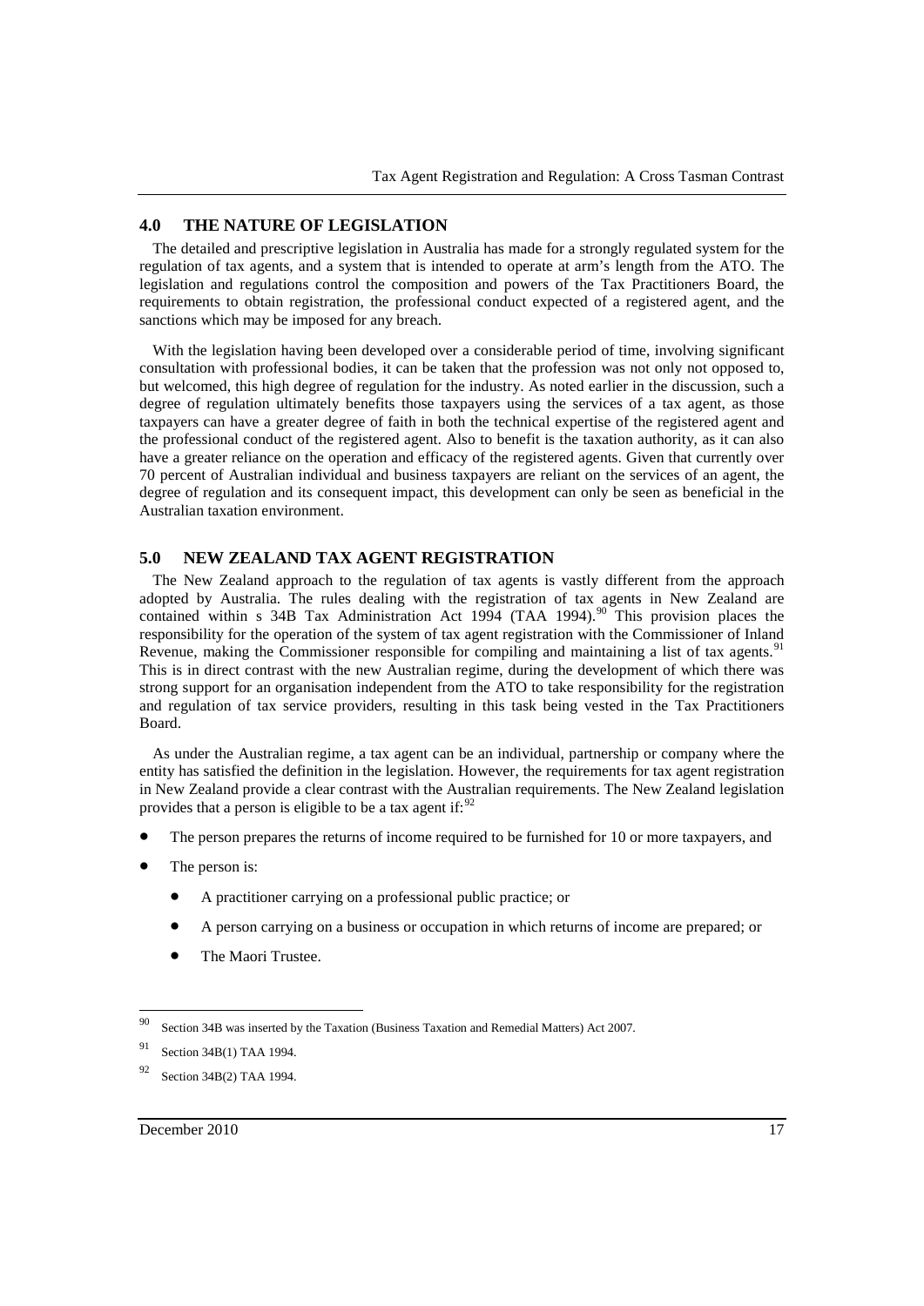## 4.0 THE NATURE OF LEGISLATION

The detailed and prescriptive legislation in Australia has made for a strongly regulated system for the regulation of tax agents, and a system that is intended to operate at arm's length from the ATO. The legislation and regulations control the composition and powers of the Tax Practitioners Board, the requirements to obtain registration, the professional conduct expected of a registered agent, and the sanctions which may be imposed for any breach.

With the legislation having been developed over a considerable period of time, involving significant consultation with professional bodies, it can be taken that the profession was not only not opposed to, but welcomed, this high degree of regulation for the industry. As noted earlier in the discussion, such a degree of regulation ultimately benefits those taxpayers using the services of a tax agent, as those taxpayers can have a greater degree of faith in both the technical expertise of the registered agent and the professional conduct of the registered agent. Also to benefit is the taxation authority, as it can also have a greater reliance on the operation and efficacy of the registered agents. Given that currently over 70 percent of Australian individual and business taxpayers are reliant on the services of an agent, the degree of regulation and its consequent impact, this development can only be seen as beneficial in the Australian taxation environment.

## 5.0 NEW ZEALAND TAX AGENT REGISTRATION

The New Zealand approach to the regulation of tax agents is vastly different from the approach adopted by Australia. The rules dealing with the registration of tax agents in New Zealand are contained within s 34B Tax Administration Act 1994 (TAA 1994).[90] This provision places the responsibility for the operation of the system of tax agent registration with the Commissioner of Inland Revenue, making the Commissioner responsible for compiling and maintaining a list of tax agents.[91] This is in direct contrast with the new Australian regime, during the development of which there was strong support for an organisation independent from the ATO to take responsibility for the registration and regulation of tax service providers, resulting in this task being vested in the Tax Practitioners Board.

As under the Australian regime, a tax agent can be an individual, partnership or company where the entity has satisfied the definition in the legislation. However, the requirements for tax agent registration in New Zealand provide a clear contrast with the Australian requirements. The New Zealand legislation provides that a person is eligible to be a tax agent if:[92]

- The person prepares the returns of income required to be furnished for 10 or more taxpayers, and
- The person is:
    - A practitioner carrying on a professional public practice; or
    - A person carrying on a business or occupation in which returns of income are prepared; or
    - The Maori Trustee.

---

[90] Section 34B was inserted by the Taxation (Business Taxation and Remedial Matters) Act 2007.

[91] Section 34B(1) TAA 1994.

[92] Section 34B(2) TAA 1994.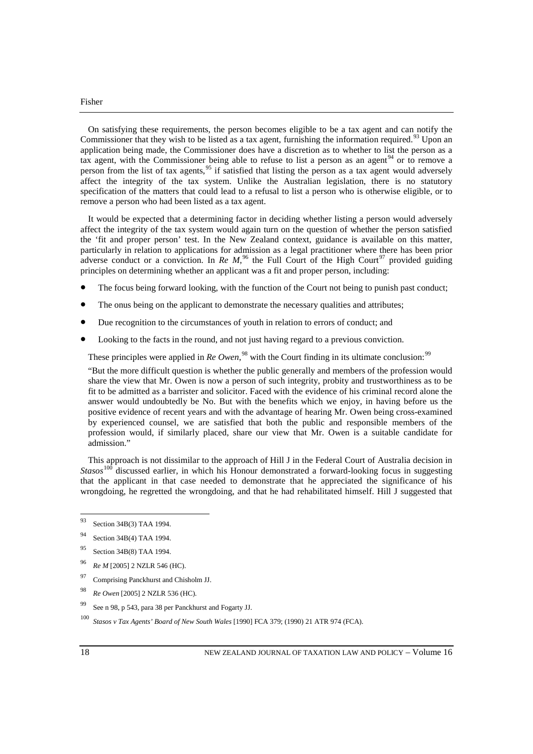On satisfying these requirements, the person becomes eligible to be a tax agent and can notify the Commissioner that they wish to be listed as a tax agent, furnishing the information required.[93] Upon an application being made, the Commissioner does have a discretion as to whether to list the person as a tax agent, with the Commissioner being able to refuse to list a person as an agent[94] or to remove a person from the list of tax agents,[95] if satisfied that listing the person as a tax agent would adversely affect the integrity of the tax system. Unlike the Australian legislation, there is no statutory specification of the matters that could lead to a refusal to list a person who is otherwise eligible, or to remove a person who had been listed as a tax agent.

It would be expected that a determining factor in deciding whether listing a person would adversely affect the integrity of the tax system would again turn on the question of whether the person satisfied the 'fit and proper person' test. In the New Zealand context, guidance is available on this matter, particularly in relation to applications for admission as a legal practitioner where there has been prior adverse conduct or a conviction. In *Re M*,[96] the Full Court of the High Court[97] provided guiding principles on determining whether an applicant was a fit and proper person, including:

- The focus being forward looking, with the function of the Court not being to punish past conduct;
- The onus being on the applicant to demonstrate the necessary qualities and attributes;
- Due recognition to the circumstances of youth in relation to errors of conduct; and
- Looking to the facts in the round, and not just having regard to a previous conviction.

These principles were applied in *Re Owen*,[98] with the Court finding in its ultimate conclusion:[99]

"But the more difficult question is whether the public generally and members of the profession would share the view that Mr. Owen is now a person of such integrity, probity and trustworthiness as to be fit to be admitted as a barrister and solicitor. Faced with the evidence of his criminal record alone the answer would undoubtedly be No. But with the benefits which we enjoy, in having before us the positive evidence of recent years and with the advantage of hearing Mr. Owen being cross-examined by experienced counsel, we are satisfied that both the public and responsible members of the profession would, if similarly placed, share our view that Mr. Owen is a suitable candidate for admission."

This approach is not dissimilar to the approach of Hill J in the Federal Court of Australia decision in *Stasos*[100] discussed earlier, in which his Honour demonstrated a forward-looking focus in suggesting that the applicant in that case needed to demonstrate that he appreciated the significance of his wrongdoing, he regretted the wrongdoing, and that he had rehabilitated himself. Hill J suggested that

---

[93] Section 34B(3) TAA 1994.

[94] Section 34B(4) TAA 1994.

[95] Section 34B(8) TAA 1994.

[96] *Re M* [2005] 2 NZLR 546 (HC).

[97] Comprising Panckhurst and Chisholm JJ.

[98] *Re Owen* [2005] 2 NZLR 536 (HC).

[99] See n 98, p 543, para 38 per Panckhurst and Fogarty JJ.

[100] *Stasos v Tax Agents' Board of New South Wales* [1990] FCA 379; (1990) 21 ATR 974 (FCA).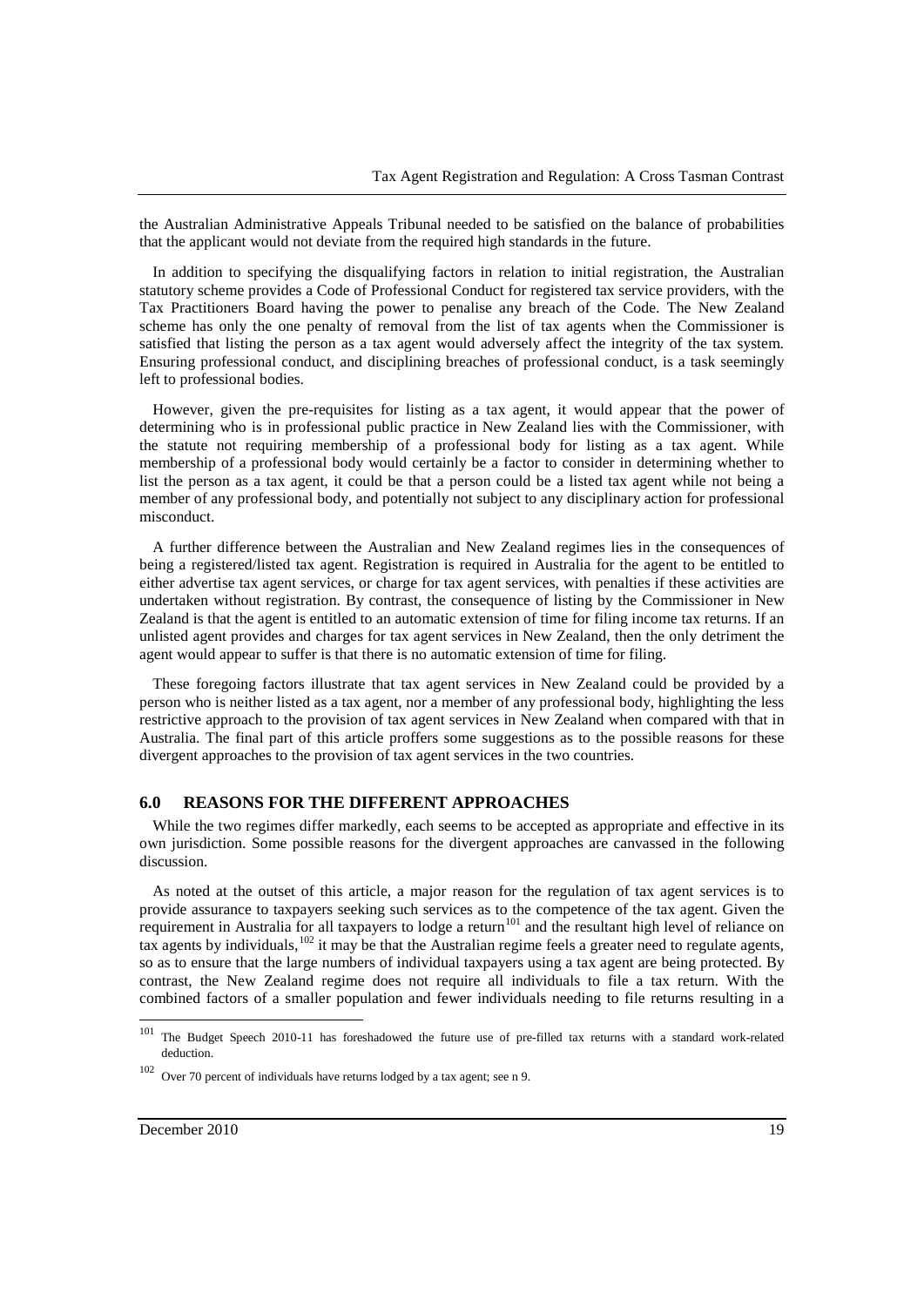the Australian Administrative Appeals Tribunal needed to be satisfied on the balance of probabilities that the applicant would not deviate from the required high standards in the future.

In addition to specifying the disqualifying factors in relation to initial registration, the Australian statutory scheme provides a Code of Professional Conduct for registered tax service providers, with the Tax Practitioners Board having the power to penalise any breach of the Code. The New Zealand scheme has only the one penalty of removal from the list of tax agents when the Commissioner is satisfied that listing the person as a tax agent would adversely affect the integrity of the tax system. Ensuring professional conduct, and disciplining breaches of professional conduct, is a task seemingly left to professional bodies.

However, given the pre-requisites for listing as a tax agent, it would appear that the power of determining who is in professional public practice in New Zealand lies with the Commissioner, with the statute not requiring membership of a professional body for listing as a tax agent. While membership of a professional body would certainly be a factor to consider in determining whether to list the person as a tax agent, it could be that a person could be a listed tax agent while not being a member of any professional body, and potentially not subject to any disciplinary action for professional misconduct.

A further difference between the Australian and New Zealand regimes lies in the consequences of being a registered/listed tax agent. Registration is required in Australia for the agent to be entitled to either advertise tax agent services, or charge for tax agent services, with penalties if these activities are undertaken without registration. By contrast, the consequence of listing by the Commissioner in New Zealand is that the agent is entitled to an automatic extension of time for filing income tax returns. If an unlisted agent provides and charges for tax agent services in New Zealand, then the only detriment the agent would appear to suffer is that there is no automatic extension of time for filing.

These foregoing factors illustrate that tax agent services in New Zealand could be provided by a person who is neither listed as a tax agent, nor a member of any professional body, highlighting the less restrictive approach to the provision of tax agent services in New Zealand when compared with that in Australia. The final part of this article proffers some suggestions as to the possible reasons for these divergent approaches to the provision of tax agent services in the two countries.

## 6.0 REASONS FOR THE DIFFERENT APPROACHES

While the two regimes differ markedly, each seems to be accepted as appropriate and effective in its own jurisdiction. Some possible reasons for the divergent approaches are canvassed in the following discussion.

As noted at the outset of this article, a major reason for the regulation of tax agent services is to provide assurance to taxpayers seeking such services as to the competence of the tax agent. Given the requirement in Australia for all taxpayers to lodge a return[101] and the resultant high level of reliance on tax agents by individuals,[102] it may be that the Australian regime feels a greater need to regulate agents, so as to ensure that the large numbers of individual taxpayers using a tax agent are being protected. By contrast, the New Zealand regime does not require all individuals to file a tax return. With the combined factors of a smaller population and fewer individuals needing to file returns resulting in a

---

[101] The Budget Speech 2010-11 has foreshadowed the future use of pre-filled tax returns with a standard work-related deduction.

[102] Over 70 percent of individuals have returns lodged by a tax agent; see n 9.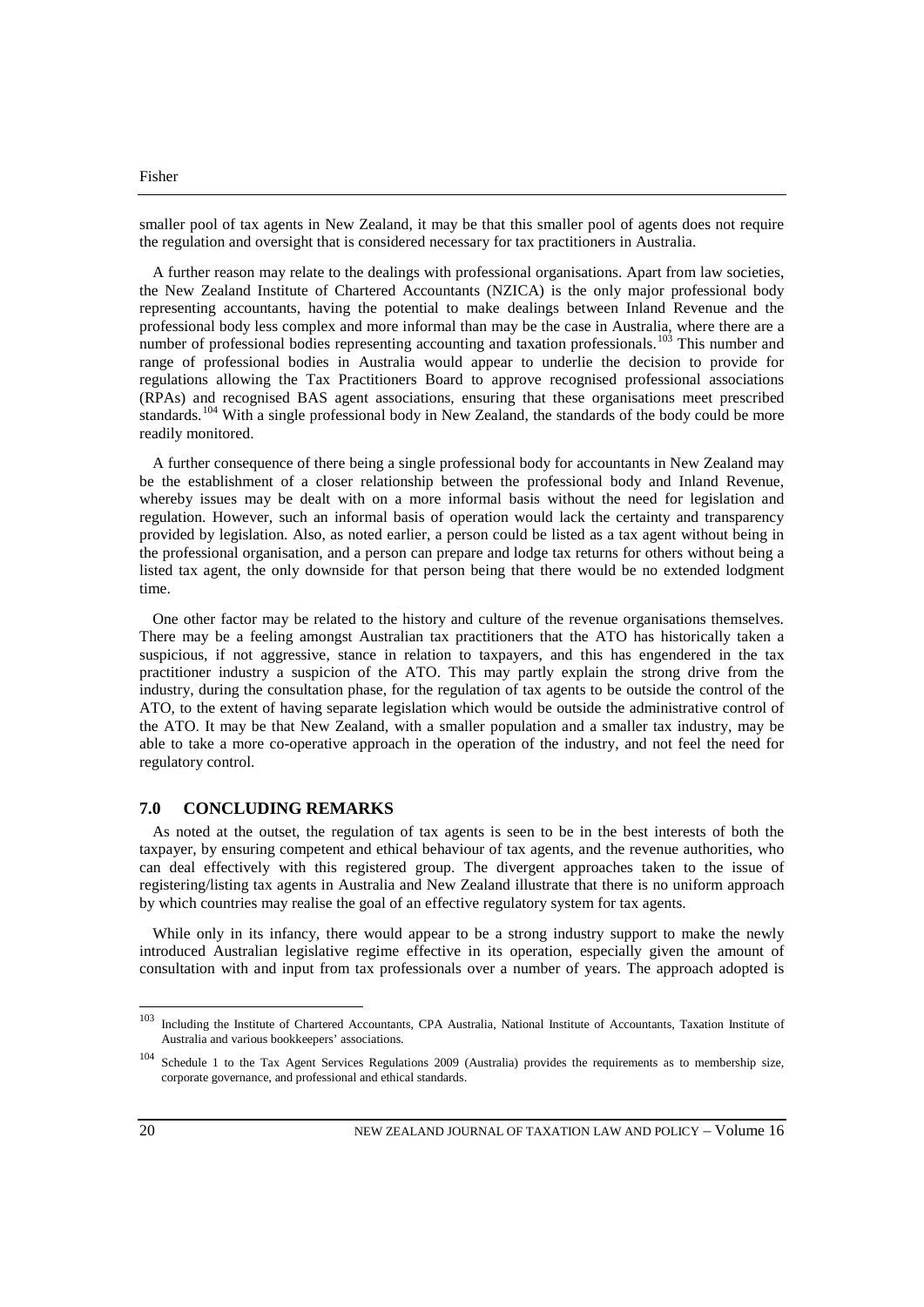smaller pool of tax agents in New Zealand, it may be that this smaller pool of agents does not require the regulation and oversight that is considered necessary for tax practitioners in Australia.

A further reason may relate to the dealings with professional organisations. Apart from law societies, the New Zealand Institute of Chartered Accountants (NZICA) is the only major professional body representing accountants, having the potential to make dealings between Inland Revenue and the professional body less complex and more informal than may be the case in Australia, where there are a number of professional bodies representing accounting and taxation professionals.[103] This number and range of professional bodies in Australia would appear to underlie the decision to provide for regulations allowing the Tax Practitioners Board to approve recognised professional associations (RPAs) and recognised BAS agent associations, ensuring that these organisations meet prescribed standards.[104] With a single professional body in New Zealand, the standards of the body could be more readily monitored.

A further consequence of there being a single professional body for accountants in New Zealand may be the establishment of a closer relationship between the professional body and Inland Revenue, whereby issues may be dealt with on a more informal basis without the need for legislation and regulation. However, such an informal basis of operation would lack the certainty and transparency provided by legislation. Also, as noted earlier, a person could be listed as a tax agent without being in the professional organisation, and a person can prepare and lodge tax returns for others without being a listed tax agent, the only downside for that person being that there would be no extended lodgment time.

One other factor may be related to the history and culture of the revenue organisations themselves. There may be a feeling amongst Australian tax practitioners that the ATO has historically taken a suspicious, if not aggressive, stance in relation to taxpayers, and this has engendered in the tax practitioner industry a suspicion of the ATO. This may partly explain the strong drive from the industry, during the consultation phase, for the regulation of tax agents to be outside the control of the ATO, to the extent of having separate legislation which would be outside the administrative control of the ATO. It may be that New Zealand, with a smaller population and a smaller tax industry, may be able to take a more co-operative approach in the operation of the industry, and not feel the need for regulatory control.

## 7.0 CONCLUDING REMARKS

As noted at the outset, the regulation of tax agents is seen to be in the best interests of both the taxpayer, by ensuring competent and ethical behaviour of tax agents, and the revenue authorities, who can deal effectively with this registered group. The divergent approaches taken to the issue of registering/listing tax agents in Australia and New Zealand illustrate that there is no uniform approach by which countries may realise the goal of an effective regulatory system for tax agents.

While only in its infancy, there would appear to be a strong industry support to make the newly introduced Australian legislative regime effective in its operation, especially given the amount of consultation with and input from tax professionals over a number of years. The approach adopted is

---

[103] Including the Institute of Chartered Accountants, CPA Australia, National Institute of Accountants, Taxation Institute of Australia and various bookkeepers' associations.

[104] Schedule 1 to the Tax Agent Services Regulations 2009 (Australia) provides the requirements as to membership size, corporate governance, and professional and ethical standards.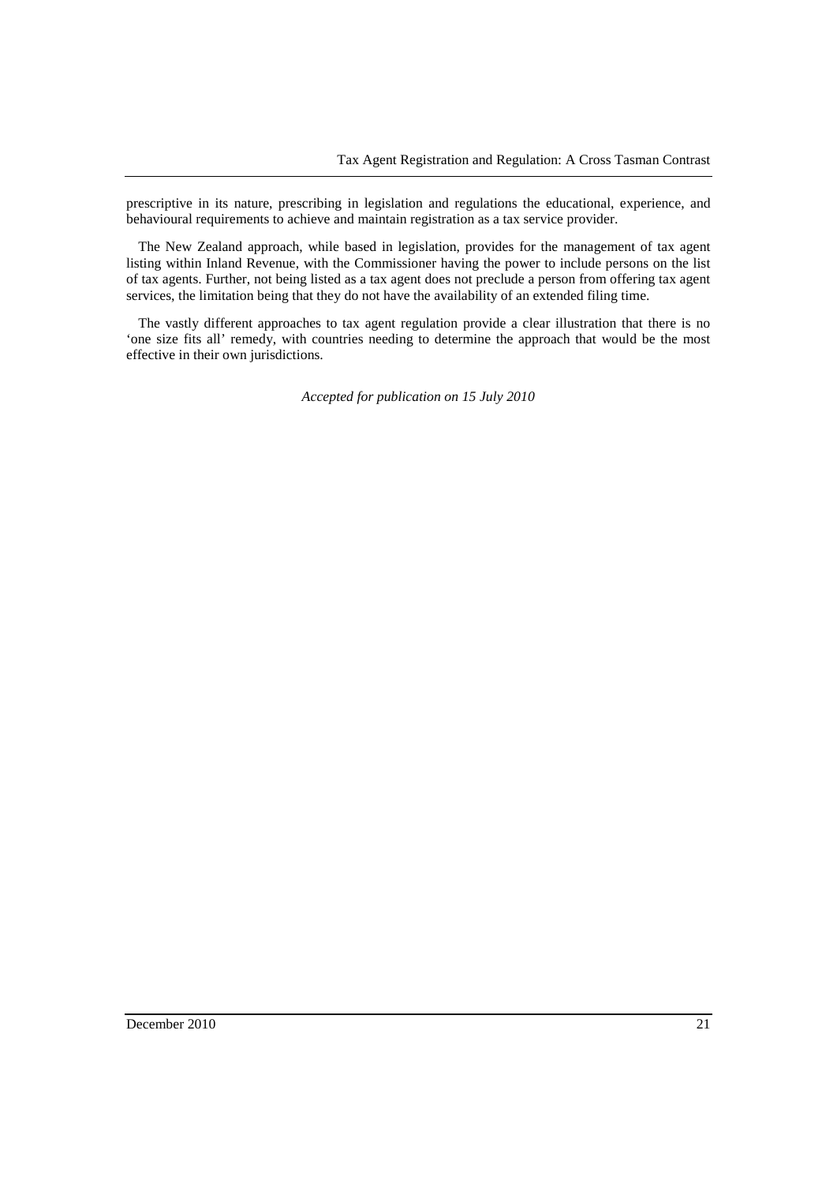prescriptive in its nature, prescribing in legislation and regulations the educational, experience, and behavioural requirements to achieve and maintain registration as a tax service provider.

The New Zealand approach, while based in legislation, provides for the management of tax agent listing within Inland Revenue, with the Commissioner having the power to include persons on the list of tax agents. Further, not being listed as a tax agent does not preclude a person from offering tax agent services, the limitation being that they do not have the availability of an extended filing time.

The vastly different approaches to tax agent regulation provide a clear illustration that there is no 'one size fits all' remedy, with countries needing to determine the approach that would be the most effective in their own jurisdictions.

*Accepted for publication on 15 July 2010*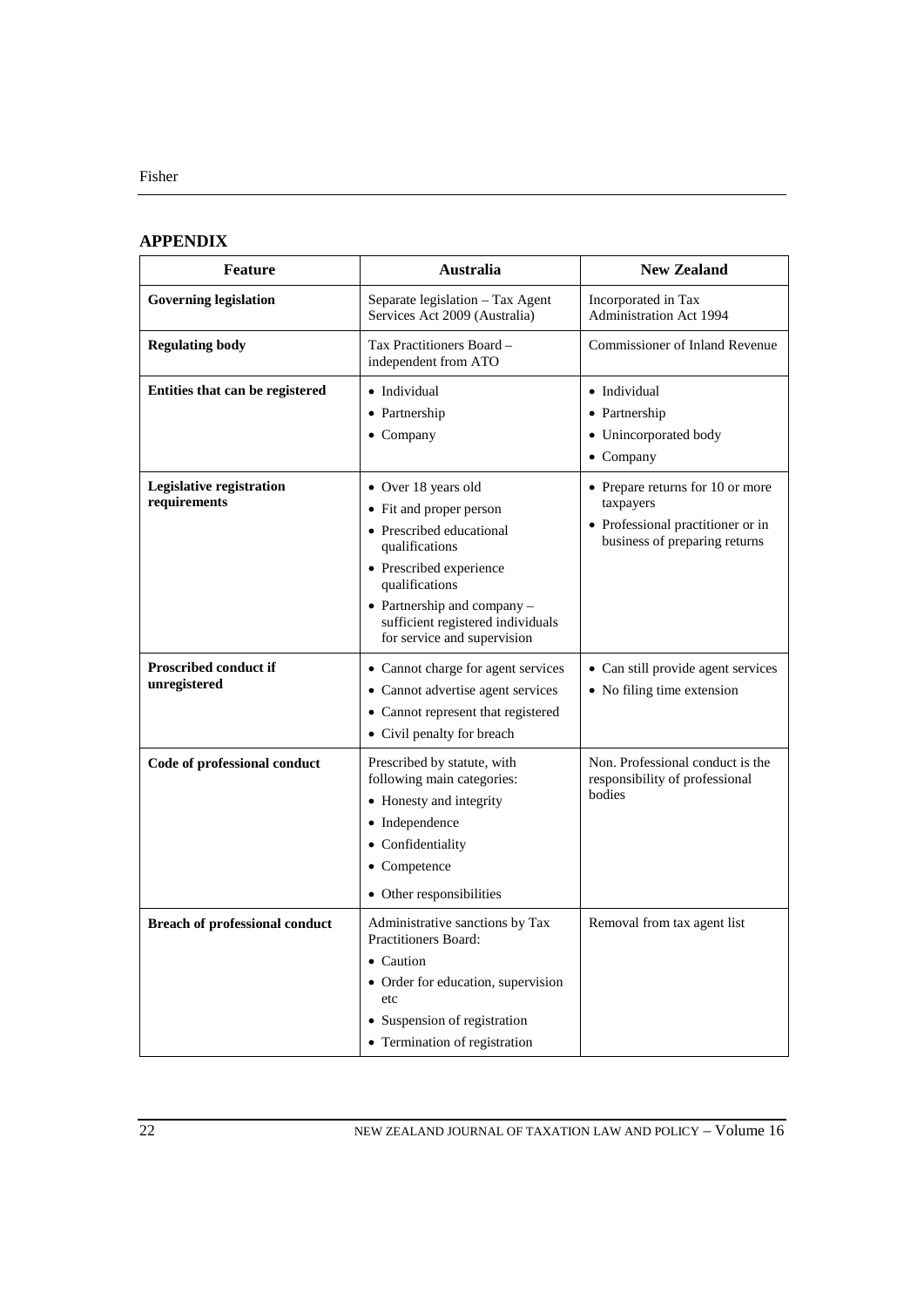## APPENDIX

| Feature | Australia | New Zealand |
|---|---|---|
| **Governing legislation** | Separate legislation – Tax Agent Services Act 2009 (Australia) | Incorporated in Tax Administration Act 1994 |
| **Regulating body** | Tax Practitioners Board – independent from ATO | Commissioner of Inland Revenue |
| **Entities that can be registered** | • Individual<br>• Partnership<br>• Company | • Individual<br>• Partnership<br>• Unincorporated body<br>• Company |
| **Legislative registration requirements** | • Over 18 years old<br>• Fit and proper person<br>• Prescribed educational qualifications<br>• Prescribed experience qualifications<br>• Partnership and company – sufficient registered individuals for service and supervision | • Prepare returns for 10 or more taxpayers<br>• Professional practitioner or in business of preparing returns |
| **Proscribed conduct if unregistered** | • Cannot charge for agent services<br>• Cannot advertise agent services<br>• Cannot represent that registered<br>• Civil penalty for breach | • Can still provide agent services<br>• No filing time extension |
| **Code of professional conduct** | Prescribed by statute, with following main categories:<br>• Honesty and integrity<br>• Independence<br>• Confidentiality<br>• Competence<br>• Other responsibilities | Non. Professional conduct is the responsibility of professional bodies |
| **Breach of professional conduct** | Administrative sanctions by Tax Practitioners Board:<br>• Caution<br>• Order for education, supervision etc<br>• Suspension of registration<br>• Termination of registration | Removal from tax agent list |